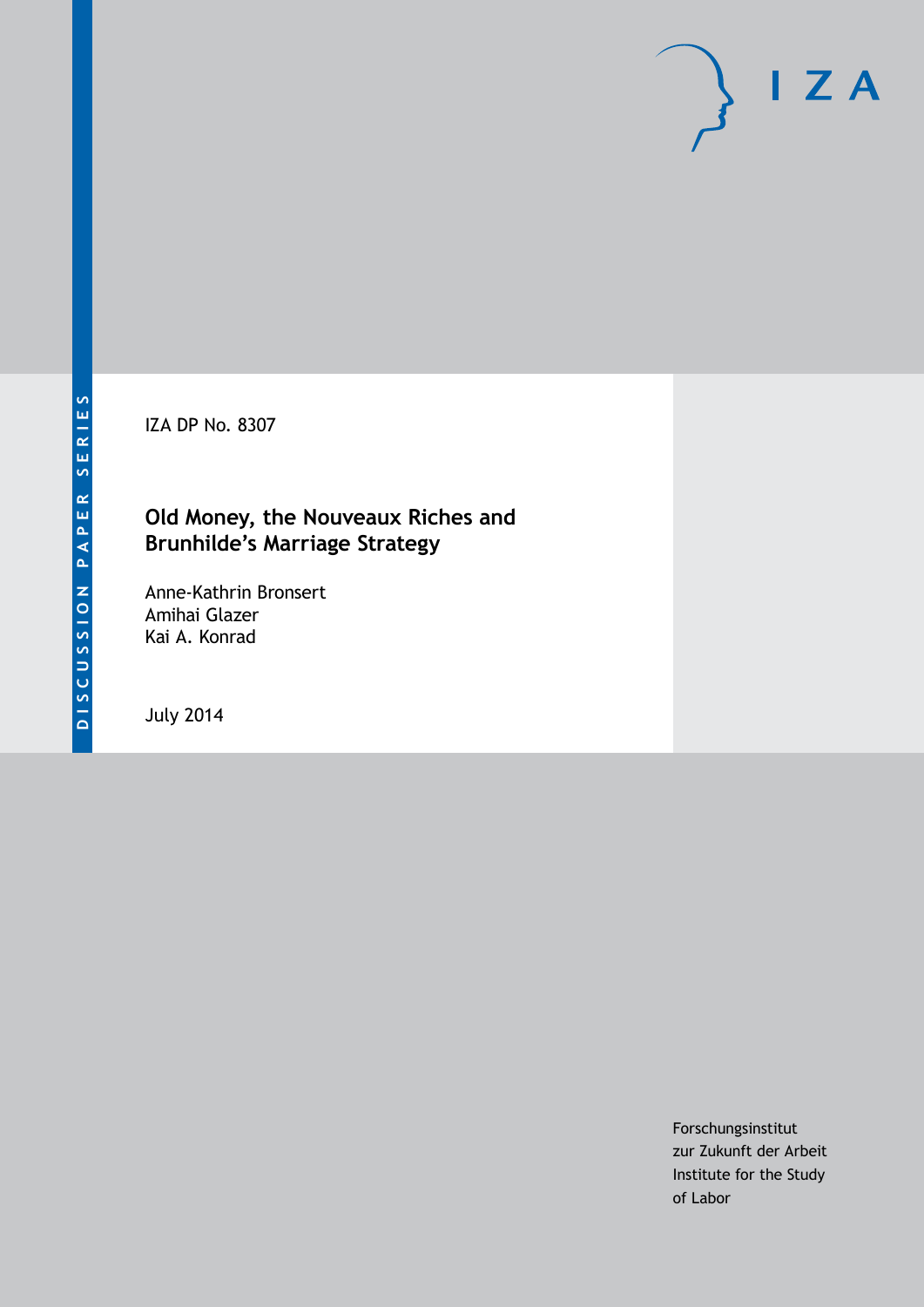DISCUSSION PAPER SERIES

IZA DP No. 8307

# Old Money, the Nouveaux Riches and Brunhilde's Marriage Strategy

Anne-Kathrin Bronsert
Amihai Glazer
Kai A. Konrad

July 2014

Forschungsinstitut
zur Zukunft der Arbeit
Institute for the Study
of Labor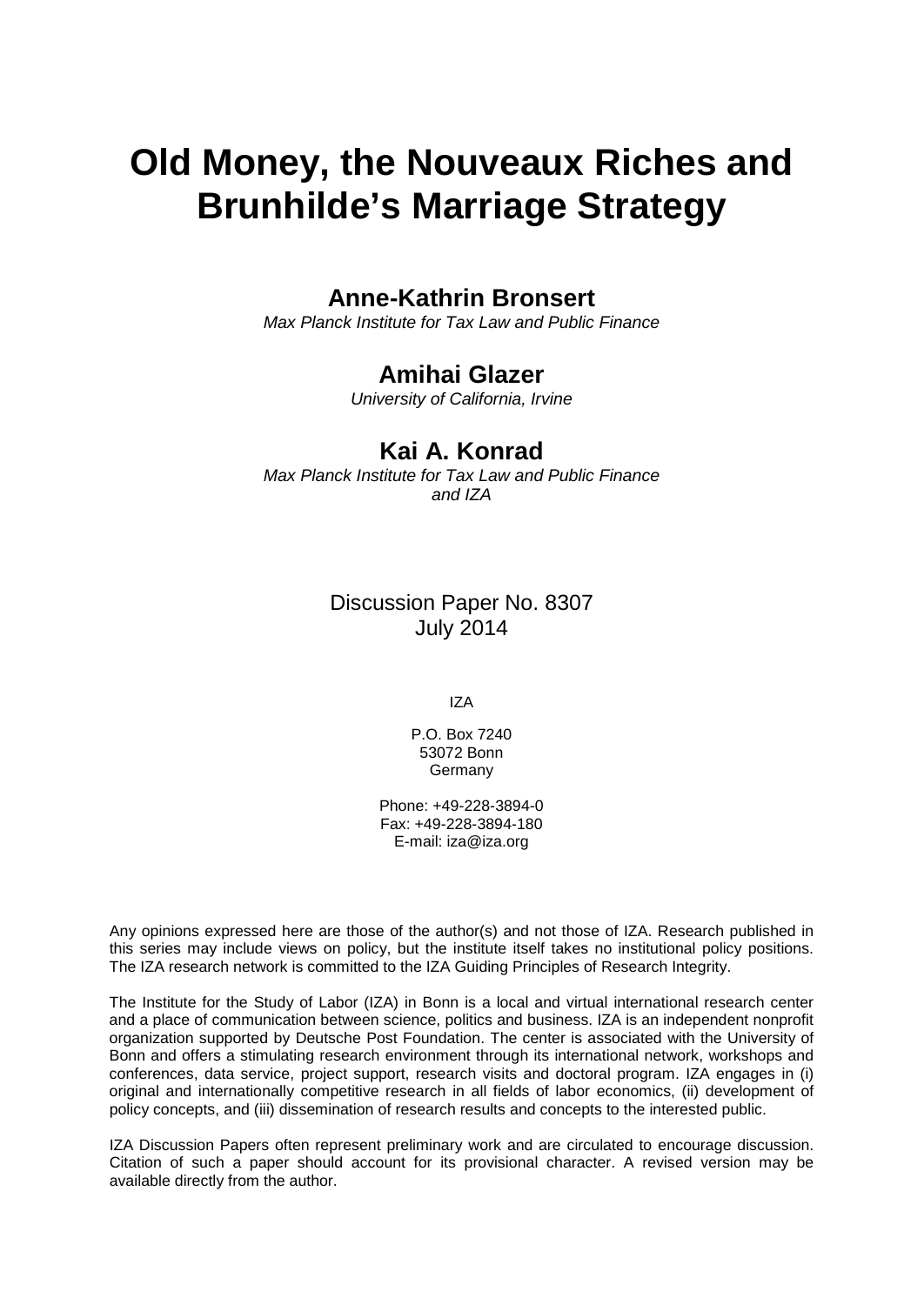# Old Money, the Nouveaux Riches and Brunhilde's Marriage Strategy

**Anne-Kathrin Bronsert**
*Max Planck Institute for Tax Law and Public Finance*

**Amihai Glazer**
*University of California, Irvine*

**Kai A. Konrad**
*Max Planck Institute for Tax Law and Public Finance and IZA*

Discussion Paper No. 8307
July 2014

IZA

P.O. Box 7240
53072 Bonn
Germany

Phone: +49-228-3894-0
Fax: +49-228-3894-180
E-mail: iza@iza.org

Any opinions expressed here are those of the author(s) and not those of IZA. Research published in this series may include views on policy, but the institute itself takes no institutional policy positions. The IZA research network is committed to the IZA Guiding Principles of Research Integrity.

The Institute for the Study of Labor (IZA) in Bonn is a local and virtual international research center and a place of communication between science, politics and business. IZA is an independent nonprofit organization supported by Deutsche Post Foundation. The center is associated with the University of Bonn and offers a stimulating research environment through its international network, workshops and conferences, data service, project support, research visits and doctoral program. IZA engages in (i) original and internationally competitive research in all fields of labor economics, (ii) development of policy concepts, and (iii) dissemination of research results and concepts to the interested public.

IZA Discussion Papers often represent preliminary work and are circulated to encourage discussion. Citation of such a paper should account for its provisional character. A revised version may be available directly from the author.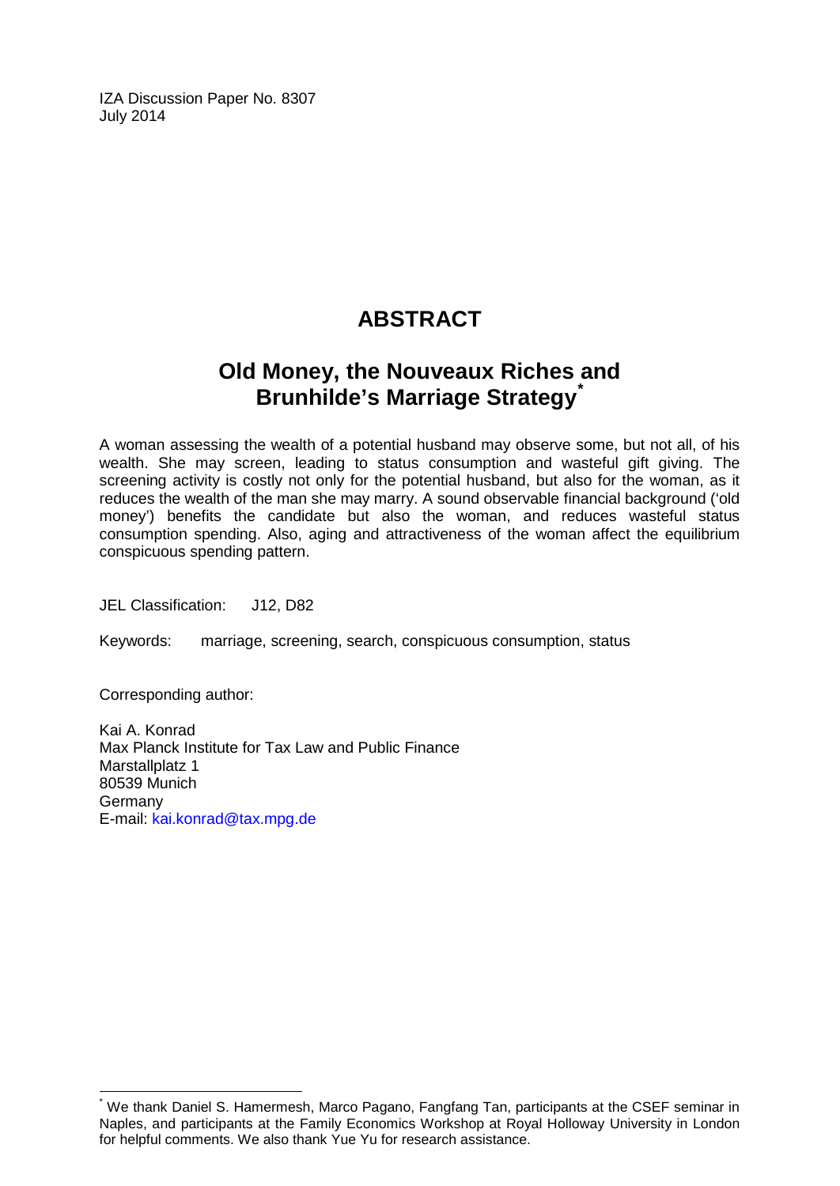IZA Discussion Paper No. 8307
July 2014

# ABSTRACT

## Old Money, the Nouveaux Riches and Brunhilde's Marriage Strategy*

A woman assessing the wealth of a potential husband may observe some, but not all, of his wealth. She may screen, leading to status consumption and wasteful gift giving. The screening activity is costly not only for the potential husband, but also for the woman, as it reduces the wealth of the man she may marry. A sound observable financial background ('old money') benefits the candidate but also the woman, and reduces wasteful status consumption spending. Also, aging and attractiveness of the woman affect the equilibrium conspicuous spending pattern.

JEL Classification: J12, D82

Keywords: marriage, screening, search, conspicuous consumption, status

Corresponding author:

Kai A. Konrad
Max Planck Institute for Tax Law and Public Finance
Marstallplatz 1
80539 Munich
Germany
E-mail: kai.konrad@tax.mpg.de

---

* We thank Daniel S. Hamermesh, Marco Pagano, Fangfang Tan, participants at the CSEF seminar in Naples, and participants at the Family Economics Workshop at Royal Holloway University in London for helpful comments. We also thank Yue Yu for research assistance.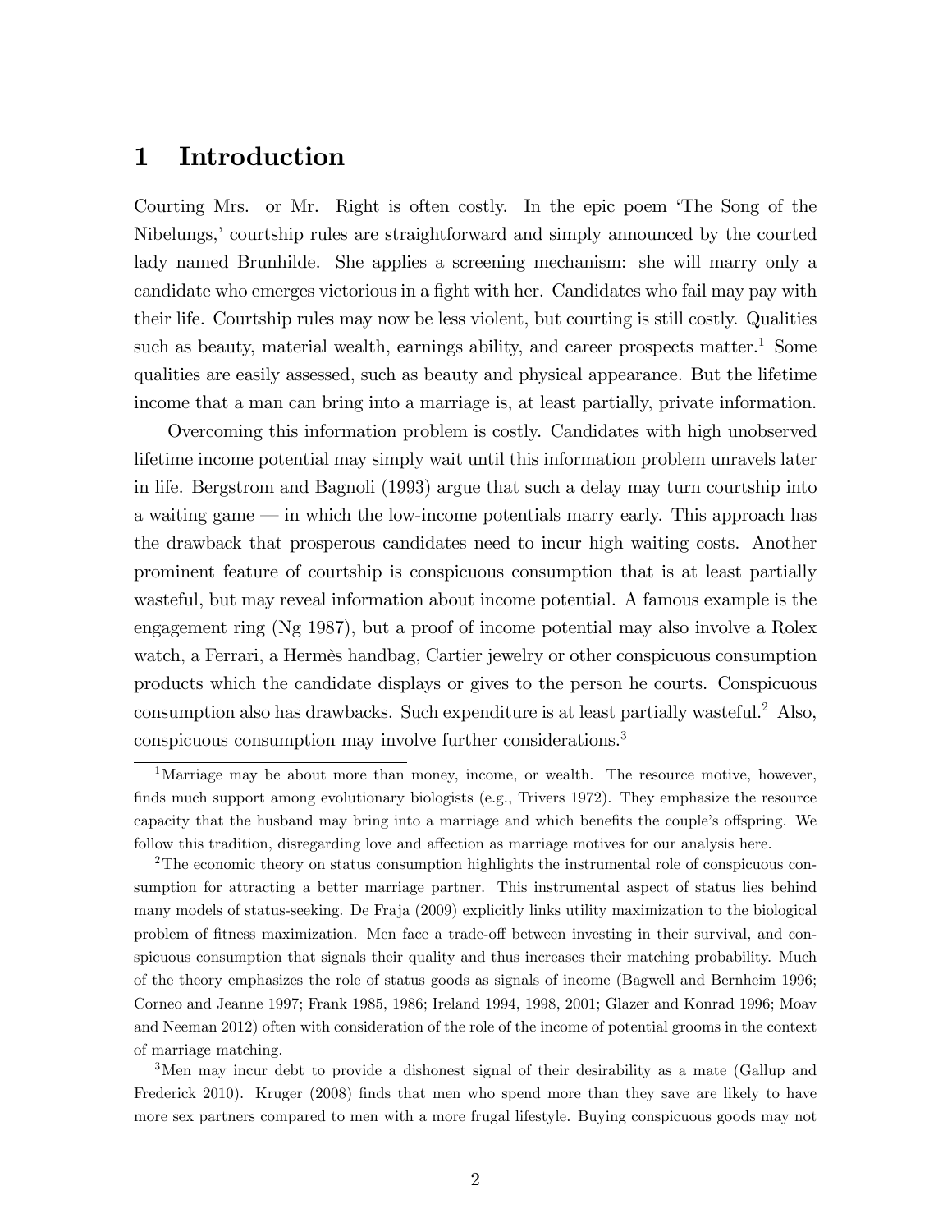# 1 Introduction

Courting Mrs. or Mr. Right is often costly. In the epic poem 'The Song of the Nibelungs,' courtship rules are straightforward and simply announced by the courted lady named Brunhilde. She applies a screening mechanism: she will marry only a candidate who emerges victorious in a fight with her. Candidates who fail may pay with their life. Courtship rules may now be less violent, but courting is still costly. Qualities such as beauty, material wealth, earnings ability, and career prospects matter.[1] Some qualities are easily assessed, such as beauty and physical appearance. But the lifetime income that a man can bring into a marriage is, at least partially, private information.

Overcoming this information problem is costly. Candidates with high unobserved lifetime income potential may simply wait until this information problem unravels later in life. Bergstrom and Bagnoli (1993) argue that such a delay may turn courtship into a waiting game — in which the low-income potentials marry early. This approach has the drawback that prosperous candidates need to incur high waiting costs. Another prominent feature of courtship is conspicuous consumption that is at least partially wasteful, but may reveal information about income potential. A famous example is the engagement ring (Ng 1987), but a proof of income potential may also involve a Rolex watch, a Ferrari, a Hermès handbag, Cartier jewelry or other conspicuous consumption products which the candidate displays or gives to the person he courts. Conspicuous consumption also has drawbacks. Such expenditure is at least partially wasteful.[2] Also, conspicuous consumption may involve further considerations.[3]

[1] Marriage may be about more than money, income, or wealth. The resource motive, however, finds much support among evolutionary biologists (e.g., Trivers 1972). They emphasize the resource capacity that the husband may bring into a marriage and which benefits the couple's offspring. We follow this tradition, disregarding love and affection as marriage motives for our analysis here.

[2] The economic theory on status consumption highlights the instrumental role of conspicuous consumption for attracting a better marriage partner. This instrumental aspect of status lies behind many models of status-seeking. De Fraja (2009) explicitly links utility maximization to the biological problem of fitness maximization. Men face a trade-off between investing in their survival, and conspicuous consumption that signals their quality and thus increases their matching probability. Much of the theory emphasizes the role of status goods as signals of income (Bagwell and Bernheim 1996; Corneo and Jeanne 1997; Frank 1985, 1986; Ireland 1994, 1998, 2001; Glazer and Konrad 1996; Moav and Neeman 2012) often with consideration of the role of the income of potential grooms in the context of marriage matching.

[3] Men may incur debt to provide a dishonest signal of their desirability as a mate (Gallup and Frederick 2010). Kruger (2008) finds that men who spend more than they save are likely to have more sex partners compared to men with a more frugal lifestyle. Buying conspicuous goods may not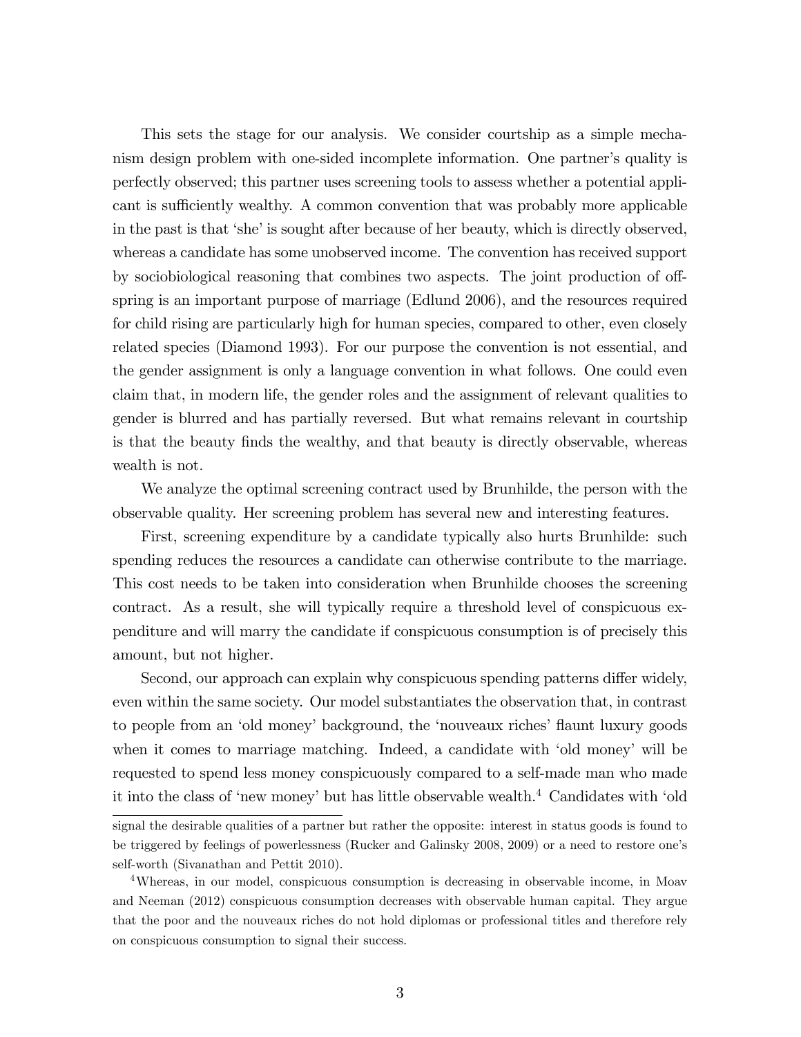This sets the stage for our analysis. We consider courtship as a simple mechanism design problem with one-sided incomplete information. One partner's quality is perfectly observed; this partner uses screening tools to assess whether a potential applicant is sufficiently wealthy. A common convention that was probably more applicable in the past is that 'she' is sought after because of her beauty, which is directly observed, whereas a candidate has some unobserved income. The convention has received support by sociobiological reasoning that combines two aspects. The joint production of offspring is an important purpose of marriage (Edlund 2006), and the resources required for child rising are particularly high for human species, compared to other, even closely related species (Diamond 1993). For our purpose the convention is not essential, and the gender assignment is only a language convention in what follows. One could even claim that, in modern life, the gender roles and the assignment of relevant qualities to gender is blurred and has partially reversed. But what remains relevant in courtship is that the beauty finds the wealthy, and that beauty is directly observable, whereas wealth is not.

We analyze the optimal screening contract used by Brunhilde, the person with the observable quality. Her screening problem has several new and interesting features.

First, screening expenditure by a candidate typically also hurts Brunhilde: such spending reduces the resources a candidate can otherwise contribute to the marriage. This cost needs to be taken into consideration when Brunhilde chooses the screening contract. As a result, she will typically require a threshold level of conspicuous expenditure and will marry the candidate if conspicuous consumption is of precisely this amount, but not higher.

Second, our approach can explain why conspicuous spending patterns differ widely, even within the same society. Our model substantiates the observation that, in contrast to people from an 'old money' background, the 'nouveaux riches' flaunt luxury goods when it comes to marriage matching. Indeed, a candidate with 'old money' will be requested to spend less money conspicuously compared to a self-made man who made it into the class of 'new money' but has little observable wealth.[4] Candidates with 'old

signal the desirable qualities of a partner but rather the opposite: interest in status goods is found to be triggered by feelings of powerlessness (Rucker and Galinsky 2008, 2009) or a need to restore one's self-worth (Sivanathan and Pettit 2010).

[4] Whereas, in our model, conspicuous consumption is decreasing in observable income, in Moav and Neeman (2012) conspicuous consumption decreases with observable human capital. They argue that the poor and the nouveaux riches do not hold diplomas or professional titles and therefore rely on conspicuous consumption to signal their success.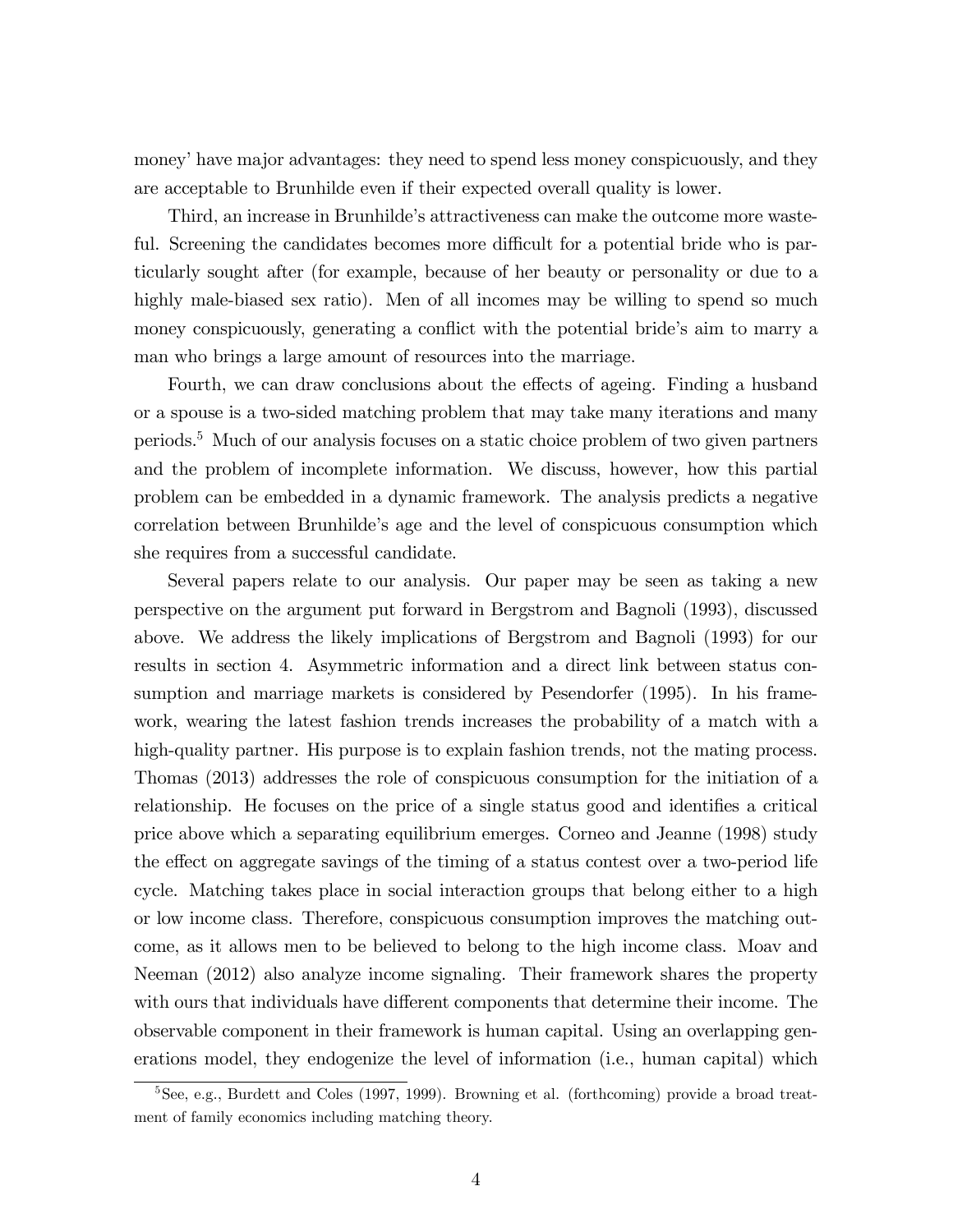money' have major advantages: they need to spend less money conspicuously, and they are acceptable to Brunhilde even if their expected overall quality is lower.

Third, an increase in Brunhilde's attractiveness can make the outcome more wasteful. Screening the candidates becomes more difficult for a potential bride who is particularly sought after (for example, because of her beauty or personality or due to a highly male-biased sex ratio). Men of all incomes may be willing to spend so much money conspicuously, generating a conflict with the potential bride's aim to marry a man who brings a large amount of resources into the marriage.

Fourth, we can draw conclusions about the effects of ageing. Finding a husband or a spouse is a two-sided matching problem that may take many iterations and many periods.[5] Much of our analysis focuses on a static choice problem of two given partners and the problem of incomplete information. We discuss, however, how this partial problem can be embedded in a dynamic framework. The analysis predicts a negative correlation between Brunhilde's age and the level of conspicuous consumption which she requires from a successful candidate.

Several papers relate to our analysis. Our paper may be seen as taking a new perspective on the argument put forward in Bergstrom and Bagnoli (1993), discussed above. We address the likely implications of Bergstrom and Bagnoli (1993) for our results in section 4. Asymmetric information and a direct link between status consumption and marriage markets is considered by Pesendorfer (1995). In his framework, wearing the latest fashion trends increases the probability of a match with a high-quality partner. His purpose is to explain fashion trends, not the mating process. Thomas (2013) addresses the role of conspicuous consumption for the initiation of a relationship. He focuses on the price of a single status good and identifies a critical price above which a separating equilibrium emerges. Corneo and Jeanne (1998) study the effect on aggregate savings of the timing of a status contest over a two-period life cycle. Matching takes place in social interaction groups that belong either to a high or low income class. Therefore, conspicuous consumption improves the matching outcome, as it allows men to be believed to belong to the high income class. Moav and Neeman (2012) also analyze income signaling. Their framework shares the property with ours that individuals have different components that determine their income. The observable component in their framework is human capital. Using an overlapping generations model, they endogenize the level of information (i.e., human capital) which

[5] See, e.g., Burdett and Coles (1997, 1999). Browning et al. (forthcoming) provide a broad treatment of family economics including matching theory.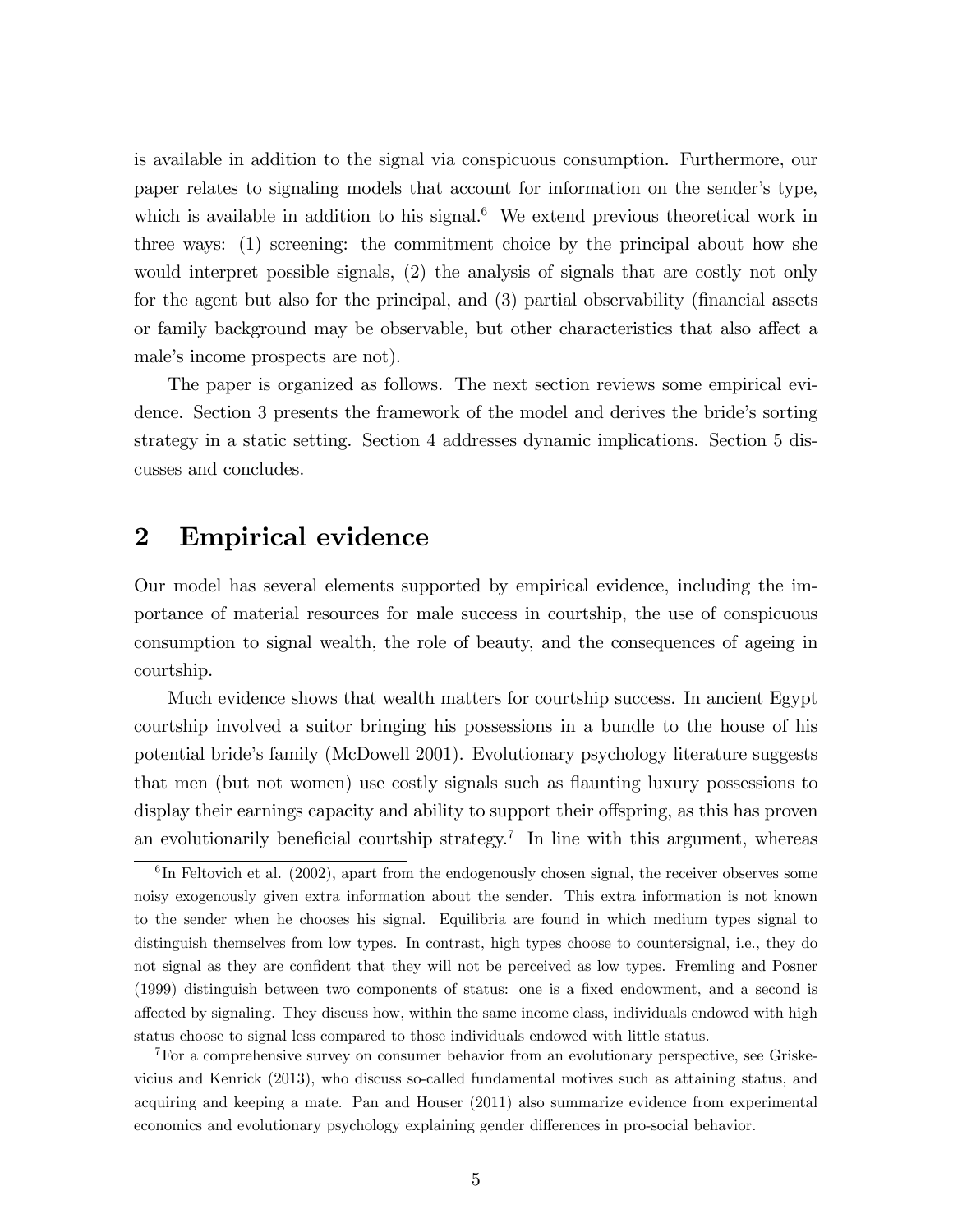is available in addition to the signal via conspicuous consumption. Furthermore, our paper relates to signaling models that account for information on the sender's type, which is available in addition to his signal.[6] We extend previous theoretical work in three ways: (1) screening: the commitment choice by the principal about how she would interpret possible signals, (2) the analysis of signals that are costly not only for the agent but also for the principal, and (3) partial observability (financial assets or family background may be observable, but other characteristics that also affect a male's income prospects are not).

The paper is organized as follows. The next section reviews some empirical evidence. Section 3 presents the framework of the model and derives the bride's sorting strategy in a static setting. Section 4 addresses dynamic implications. Section 5 discusses and concludes.

## 2 Empirical evidence

Our model has several elements supported by empirical evidence, including the importance of material resources for male success in courtship, the use of conspicuous consumption to signal wealth, the role of beauty, and the consequences of ageing in courtship.

Much evidence shows that wealth matters for courtship success. In ancient Egypt courtship involved a suitor bringing his possessions in a bundle to the house of his potential bride's family (McDowell 2001). Evolutionary psychology literature suggests that men (but not women) use costly signals such as flaunting luxury possessions to display their earnings capacity and ability to support their offspring, as this has proven an evolutionarily beneficial courtship strategy.[7] In line with this argument, whereas

[6] In Feltovich et al. (2002), apart from the endogenously chosen signal, the receiver observes some noisy exogenously given extra information about the sender. This extra information is not known to the sender when he chooses his signal. Equilibria are found in which medium types signal to distinguish themselves from low types. In contrast, high types choose to countersignal, i.e., they do not signal as they are confident that they will not be perceived as low types. Fremling and Posner (1999) distinguish between two components of status: one is a fixed endowment, and a second is affected by signaling. They discuss how, within the same income class, individuals endowed with high status choose to signal less compared to those individuals endowed with little status.

[7] For a comprehensive survey on consumer behavior from an evolutionary perspective, see Griskevicius and Kenrick (2013), who discuss so-called fundamental motives such as attaining status, and acquiring and keeping a mate. Pan and Houser (2011) also summarize evidence from experimental economics and evolutionary psychology explaining gender differences in pro-social behavior.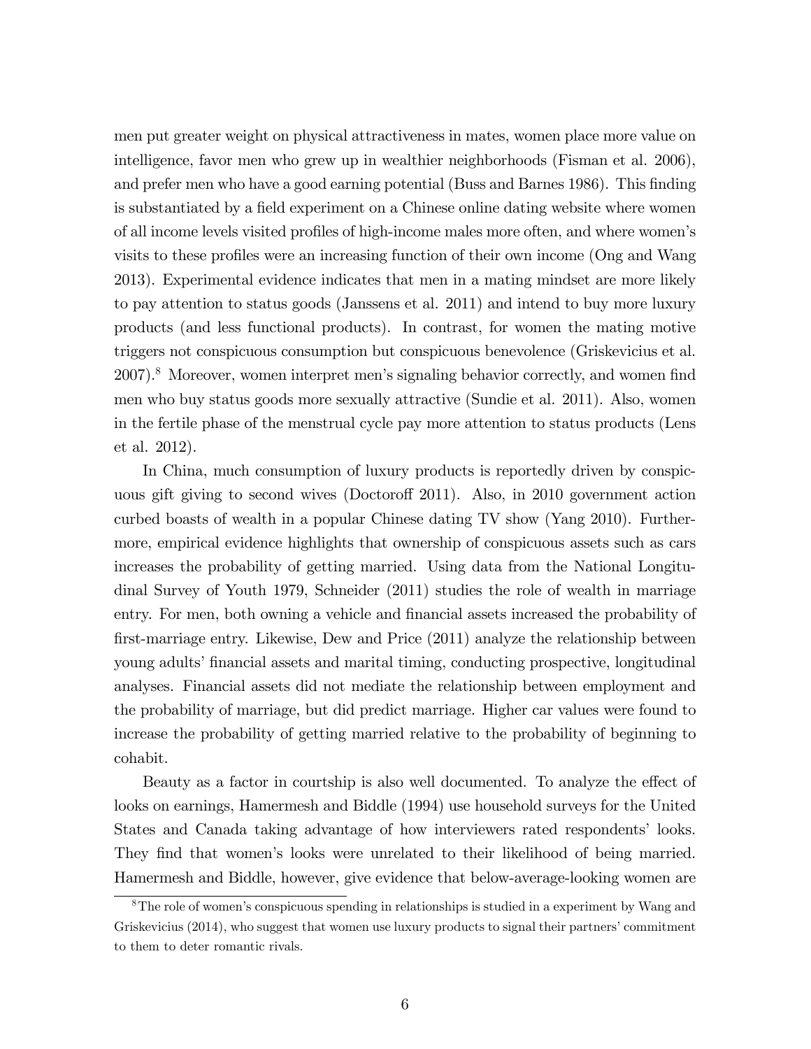men put greater weight on physical attractiveness in mates, women place more value on intelligence, favor men who grew up in wealthier neighborhoods (Fisman et al. 2006), and prefer men who have a good earning potential (Buss and Barnes 1986). This finding is substantiated by a field experiment on a Chinese online dating website where women of all income levels visited profiles of high-income males more often, and where women's visits to these profiles were an increasing function of their own income (Ong and Wang 2013). Experimental evidence indicates that men in a mating mindset are more likely to pay attention to status goods (Janssens et al. 2011) and intend to buy more luxury products (and less functional products). In contrast, for women the mating motive triggers not conspicuous consumption but conspicuous benevolence (Griskevicius et al. 2007).[8] Moreover, women interpret men's signaling behavior correctly, and women find men who buy status goods more sexually attractive (Sundie et al. 2011). Also, women in the fertile phase of the menstrual cycle pay more attention to status products (Lens et al. 2012).

In China, much consumption of luxury products is reportedly driven by conspicuous gift giving to second wives (Doctoroff 2011). Also, in 2010 government action curbed boasts of wealth in a popular Chinese dating TV show (Yang 2010). Furthermore, empirical evidence highlights that ownership of conspicuous assets such as cars increases the probability of getting married. Using data from the National Longitudinal Survey of Youth 1979, Schneider (2011) studies the role of wealth in marriage entry. For men, both owning a vehicle and financial assets increased the probability of first-marriage entry. Likewise, Dew and Price (2011) analyze the relationship between young adults' financial assets and marital timing, conducting prospective, longitudinal analyses. Financial assets did not mediate the relationship between employment and the probability of marriage, but did predict marriage. Higher car values were found to increase the probability of getting married relative to the probability of beginning to cohabit.

Beauty as a factor in courtship is also well documented. To analyze the effect of looks on earnings, Hamermesh and Biddle (1994) use household surveys for the United States and Canada taking advantage of how interviewers rated respondents' looks. They find that women's looks were unrelated to their likelihood of being married. Hamermesh and Biddle, however, give evidence that below-average-looking women are

[8] The role of women's conspicuous spending in relationships is studied in a experiment by Wang and Griskevicius (2014), who suggest that women use luxury products to signal their partners' commitment to them to deter romantic rivals.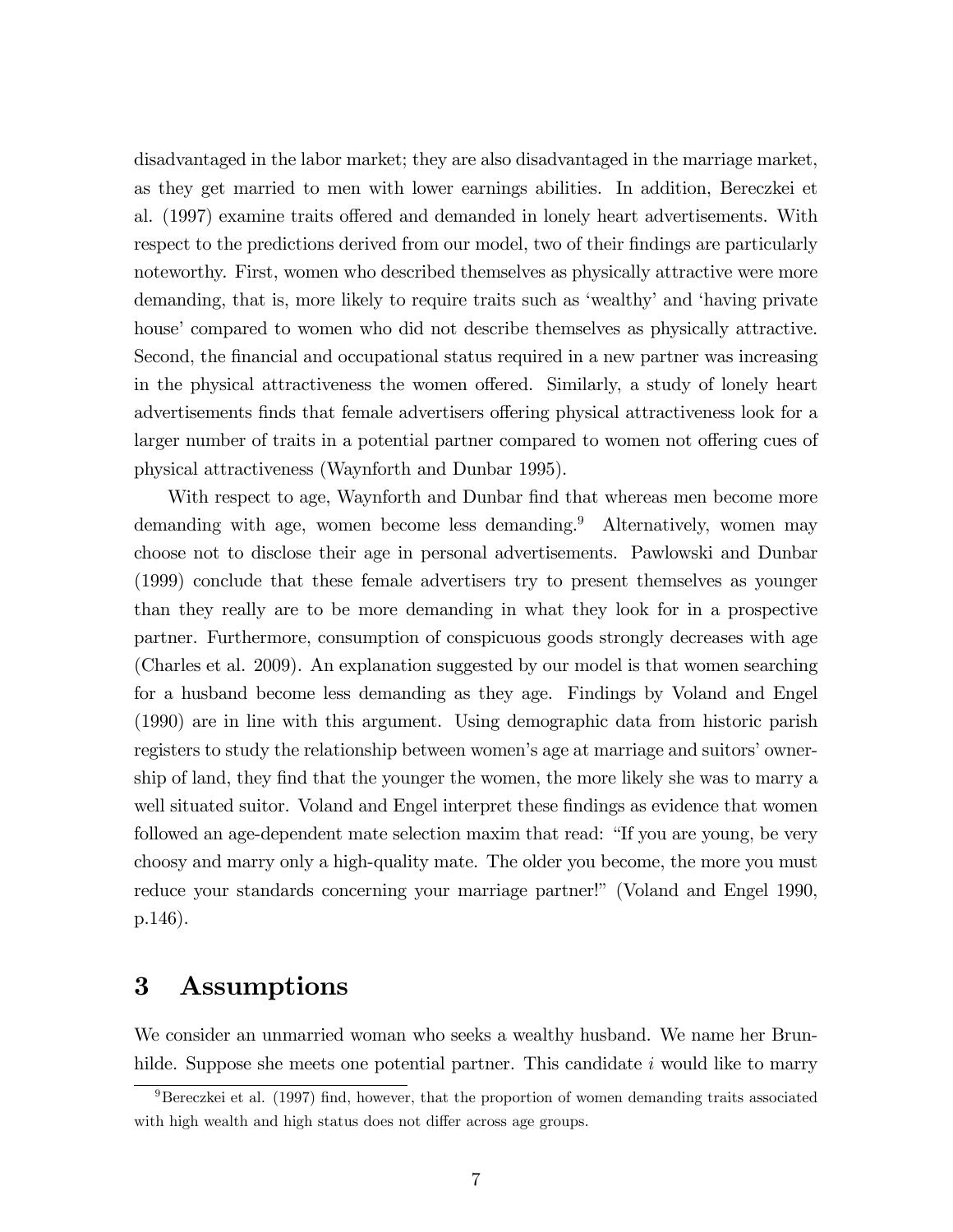disadvantaged in the labor market; they are also disadvantaged in the marriage market, as they get married to men with lower earnings abilities. In addition, Bereczkei et al. (1997) examine traits offered and demanded in lonely heart advertisements. With respect to the predictions derived from our model, two of their findings are particularly noteworthy. First, women who described themselves as physically attractive were more demanding, that is, more likely to require traits such as 'wealthy' and 'having private house' compared to women who did not describe themselves as physically attractive. Second, the financial and occupational status required in a new partner was increasing in the physical attractiveness the women offered. Similarly, a study of lonely heart advertisements finds that female advertisers offering physical attractiveness look for a larger number of traits in a potential partner compared to women not offering cues of physical attractiveness (Waynforth and Dunbar 1995).

With respect to age, Waynforth and Dunbar find that whereas men become more demanding with age, women become less demanding.[9] Alternatively, women may choose not to disclose their age in personal advertisements. Pawlowski and Dunbar (1999) conclude that these female advertisers try to present themselves as younger than they really are to be more demanding in what they look for in a prospective partner. Furthermore, consumption of conspicuous goods strongly decreases with age (Charles et al. 2009). An explanation suggested by our model is that women searching for a husband become less demanding as they age. Findings by Voland and Engel (1990) are in line with this argument. Using demographic data from historic parish registers to study the relationship between women's age at marriage and suitors' ownership of land, they find that the younger the women, the more likely she was to marry a well situated suitor. Voland and Engel interpret these findings as evidence that women followed an age-dependent mate selection maxim that read: "If you are young, be very choosy and marry only a high-quality mate. The older you become, the more you must reduce your standards concerning your marriage partner!" (Voland and Engel 1990, p.146).

# 3 Assumptions

We consider an unmarried woman who seeks a wealthy husband. We name her Brunhilde. Suppose she meets one potential partner. This candidate $i$ would like to marry

[9] Bereczkei et al. (1997) find, however, that the proportion of women demanding traits associated with high wealth and high status does not differ across age groups.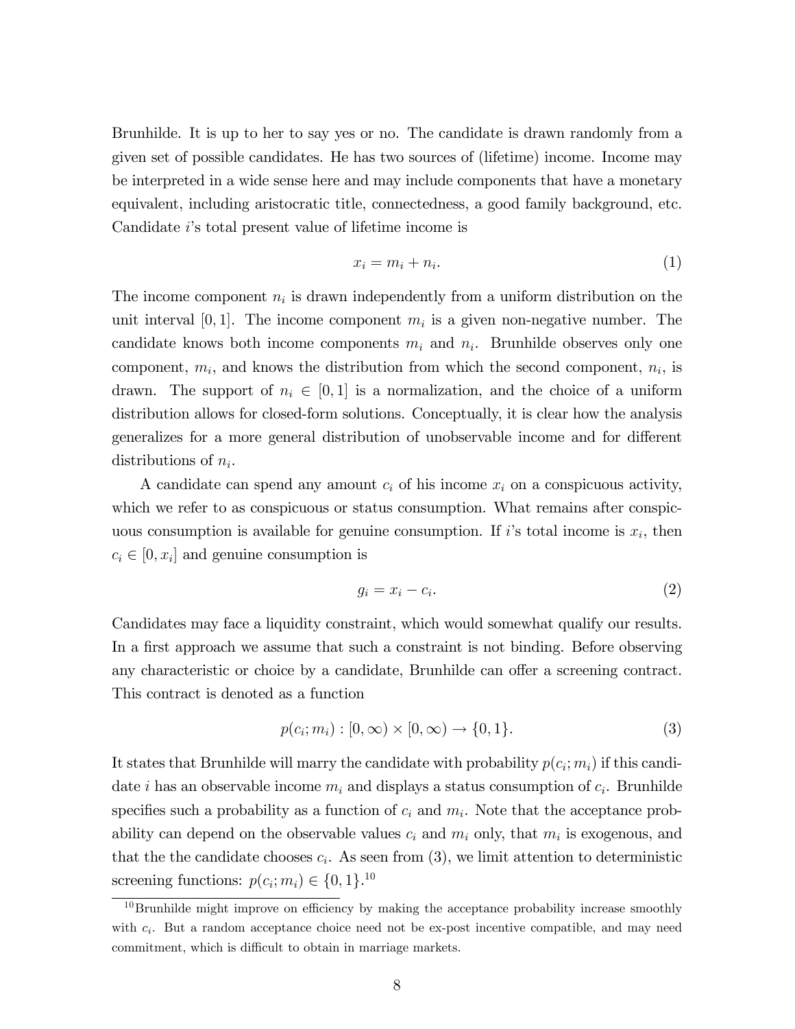Brunhilde. It is up to her to say yes or no. The candidate is drawn randomly from a given set of possible candidates. He has two sources of (lifetime) income. Income may be interpreted in a wide sense here and may include components that have a monetary equivalent, including aristocratic title, connectedness, a good family background, etc. Candidate $i$'s total present value of lifetime income is

$$x_i = m_i + n_i. \tag{1}$$

The income component $n_i$ is drawn independently from a uniform distribution on the unit interval $[0, 1]$. The income component $m_i$ is a given non-negative number. The candidate knows both income components $m_i$ and $n_i$. Brunhilde observes only one component, $m_i$, and knows the distribution from which the second component, $n_i$, is drawn. The support of $n_i \in [0, 1]$ is a normalization, and the choice of a uniform distribution allows for closed-form solutions. Conceptually, it is clear how the analysis generalizes for a more general distribution of unobservable income and for different distributions of $n_i$.

A candidate can spend any amount $c_i$ of his income $x_i$ on a conspicuous activity, which we refer to as conspicuous or status consumption. What remains after conspicuous consumption is available for genuine consumption. If $i$'s total income is $x_i$, then $c_i \in [0, x_i]$ and genuine consumption is

$$g_i = x_i - c_i. \tag{2}$$

Candidates may face a liquidity constraint, which would somewhat qualify our results. In a first approach we assume that such a constraint is not binding. Before observing any characteristic or choice by a candidate, Brunhilde can offer a screening contract. This contract is denoted as a function

$$p(c_i; m_i) : [0, \infty) \times [0, \infty) \to \{0, 1\}. \tag{3}$$

It states that Brunhilde will marry the candidate with probability $p(c_i; m_i)$ if this candidate $i$ has an observable income $m_i$ and displays a status consumption of $c_i$. Brunhilde specifies such a probability as a function of $c_i$ and $m_i$. Note that the acceptance probability can depend on the observable values $c_i$ and $m_i$ only, that $m_i$ is exogenous, and that the the candidate chooses $c_i$. As seen from (3), we limit attention to deterministic screening functions: $p(c_i; m_i) \in \{0, 1\}$.[10]

[10] Brunhilde might improve on efficiency by making the acceptance probability increase smoothly with $c_i$. But a random acceptance choice need not be ex-post incentive compatible, and may need commitment, which is difficult to obtain in marriage markets.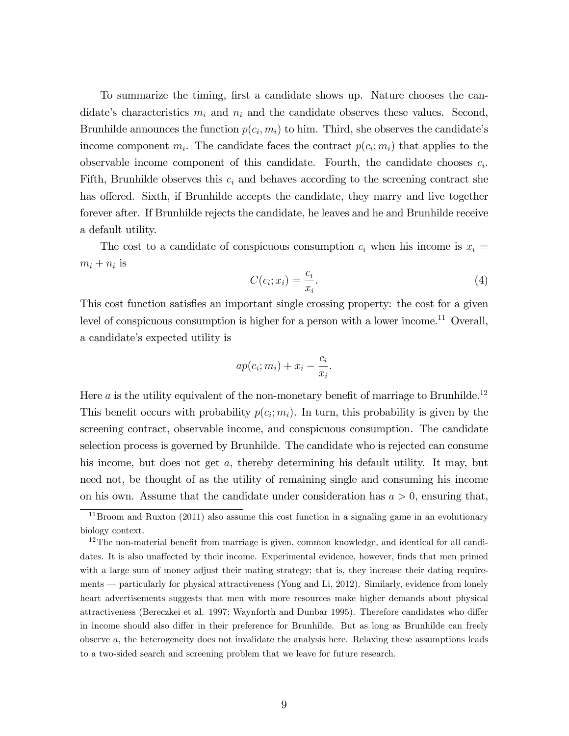To summarize the timing, first a candidate shows up. Nature chooses the candidate's characteristics $m_i$ and $n_i$ and the candidate observes these values. Second, Brunhilde announces the function $p(c_i, m_i)$ to him. Third, she observes the candidate's income component $m_i$. The candidate faces the contract $p(c_i; m_i)$ that applies to the observable income component of this candidate. Fourth, the candidate chooses $c_i$. Fifth, Brunhilde observes this $c_i$ and behaves according to the screening contract she has offered. Sixth, if Brunhilde accepts the candidate, they marry and live together forever after. If Brunhilde rejects the candidate, he leaves and he and Brunhilde receive a default utility.

The cost to a candidate of conspicuous consumption $c_i$ when his income is $x_i = m_i + n_i$ is

$$C(c_i; x_i) = \frac{c_i}{x_i}. \tag{4}$$

This cost function satisfies an important single crossing property: the cost for a given level of conspicuous consumption is higher for a person with a lower income.[11] Overall, a candidate's expected utility is

$$ap(c_i; m_i) + x_i - \frac{c_i}{x_i}.$$

Here $a$ is the utility equivalent of the non-monetary benefit of marriage to Brunhilde.[12] This benefit occurs with probability $p(c_i; m_i)$. In turn, this probability is given by the screening contract, observable income, and conspicuous consumption. The candidate selection process is governed by Brunhilde. The candidate who is rejected can consume his income, but does not get $a$, thereby determining his default utility. It may, but need not, be thought of as the utility of remaining single and consuming his income on his own. Assume that the candidate under consideration has $a > 0$, ensuring that,

[11] Broom and Ruxton (2011) also assume this cost function in a signaling game in an evolutionary biology context.

[12] The non-material benefit from marriage is given, common knowledge, and identical for all candidates. It is also unaffected by their income. Experimental evidence, however, finds that men primed with a large sum of money adjust their mating strategy; that is, they increase their dating requirements — particularly for physical attractiveness (Yong and Li, 2012). Similarly, evidence from lonely heart advertisements suggests that men with more resources make higher demands about physical attractiveness (Bereczkei et al. 1997; Waynforth and Dunbar 1995). Therefore candidates who differ in income should also differ in their preference for Brunhilde. But as long as Brunhilde can freely observe $a$, the heterogeneity does not invalidate the analysis here. Relaxing these assumptions leads to a two-sided search and screening problem that we leave for future research.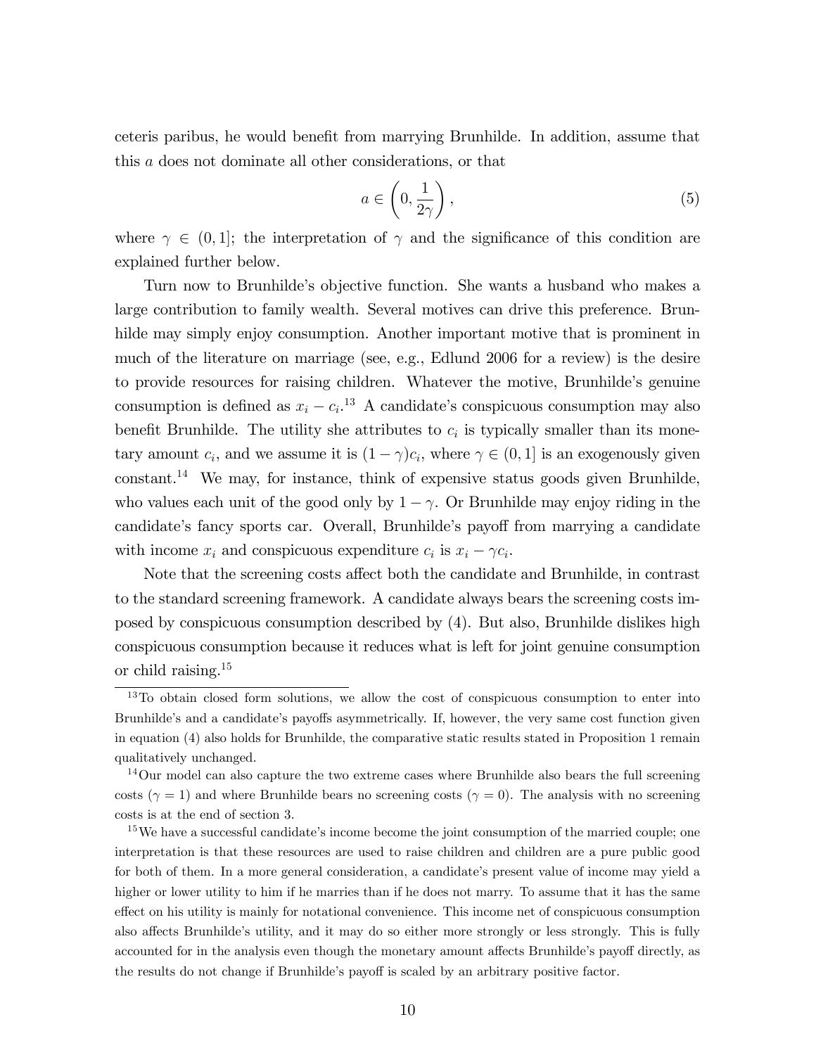ceteris paribus, he would benefit from marrying Brunhilde. In addition, assume that this $a$ does not dominate all other considerations, or that

$$a \in \left(0, \frac{1}{2\gamma}\right), \tag{5}$$

where $\gamma \in (0, 1]$; the interpretation of $\gamma$ and the significance of this condition are explained further below.

Turn now to Brunhilde's objective function. She wants a husband who makes a large contribution to family wealth. Several motives can drive this preference. Brunhilde may simply enjoy consumption. Another important motive that is prominent in much of the literature on marriage (see, e.g., Edlund 2006 for a review) is the desire to provide resources for raising children. Whatever the motive, Brunhilde's genuine consumption is defined as $x_i - c_i$.[13] A candidate's conspicuous consumption may also benefit Brunhilde. The utility she attributes to $c_i$ is typically smaller than its monetary amount $c_i$, and we assume it is $(1 - \gamma)c_i$, where $\gamma \in (0, 1]$ is an exogenously given constant.[14] We may, for instance, think of expensive status goods given Brunhilde, who values each unit of the good only by $1 - \gamma$. Or Brunhilde may enjoy riding in the candidate's fancy sports car. Overall, Brunhilde's payoff from marrying a candidate with income $x_i$ and conspicuous expenditure $c_i$ is $x_i - \gamma c_i$.

Note that the screening costs affect both the candidate and Brunhilde, in contrast to the standard screening framework. A candidate always bears the screening costs imposed by conspicuous consumption described by (4). But also, Brunhilde dislikes high conspicuous consumption because it reduces what is left for joint genuine consumption or child raising.[15]

---

[13] To obtain closed form solutions, we allow the cost of conspicuous consumption to enter into Brunhilde's and a candidate's payoffs asymmetrically. If, however, the very same cost function given in equation (4) also holds for Brunhilde, the comparative static results stated in Proposition 1 remain qualitatively unchanged.

[14] Our model can also capture the two extreme cases where Brunhilde also bears the full screening costs ($\gamma = 1$) and where Brunhilde bears no screening costs ($\gamma = 0$). The analysis with no screening costs is at the end of section 3.

[15] We have a successful candidate's income become the joint consumption of the married couple; one interpretation is that these resources are used to raise children and children are a pure public good for both of them. In a more general consideration, a candidate's present value of income may yield a higher or lower utility to him if he marries than if he does not marry. To assume that it has the same effect on his utility is mainly for notational convenience. This income net of conspicuous consumption also affects Brunhilde's utility, and it may do so either more strongly or less strongly. This is fully accounted for in the analysis even though the monetary amount affects Brunhilde's payoff directly, as the results do not change if Brunhilde's payoff is scaled by an arbitrary positive factor.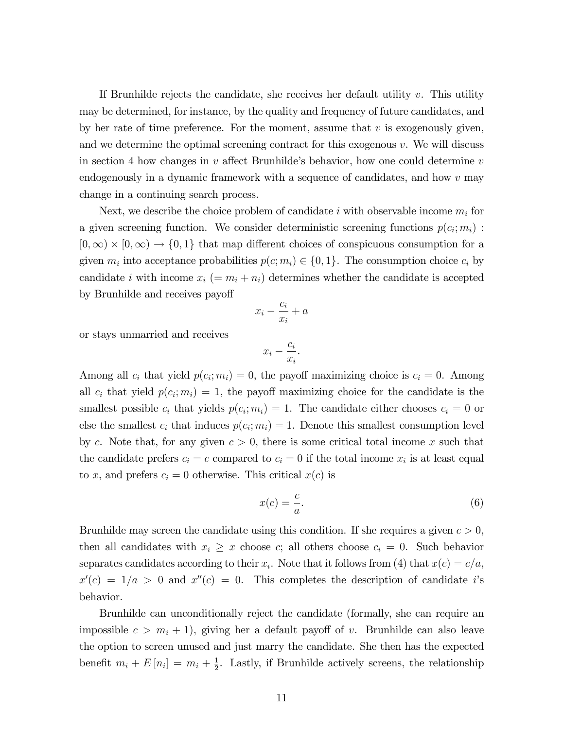If Brunhilde rejects the candidate, she receives her default utility $v$. This utility may be determined, for instance, by the quality and frequency of future candidates, and by her rate of time preference. For the moment, assume that $v$ is exogenously given, and we determine the optimal screening contract for this exogenous $v$. We will discuss in section 4 how changes in $v$ affect Brunhilde's behavior, how one could determine $v$ endogenously in a dynamic framework with a sequence of candidates, and how $v$ may change in a continuing search process.

Next, we describe the choice problem of candidate $i$ with observable income $m_i$ for a given screening function. We consider deterministic screening functions $p(c_i; m_i) : [0, \infty) \times [0, \infty) \to \{0, 1\}$ that map different choices of conspicuous consumption for a given $m_i$ into acceptance probabilities $p(c; m_i) \in \{0, 1\}$. The consumption choice $c_i$ by candidate $i$ with income $x_i$ $(= m_i + n_i)$ determines whether the candidate is accepted by Brunhilde and receives payoff

$$x_i - \frac{c_i}{x_i} + a$$

or stays unmarried and receives

$$x_i - \frac{c_i}{x_i}.$$

Among all $c_i$ that yield $p(c_i; m_i) = 0$, the payoff maximizing choice is $c_i = 0$. Among all $c_i$ that yield $p(c_i; m_i) = 1$, the payoff maximizing choice for the candidate is the smallest possible $c_i$ that yields $p(c_i; m_i) = 1$. The candidate either chooses $c_i = 0$ or else the smallest $c_i$ that induces $p(c_i; m_i) = 1$. Denote this smallest consumption level by $c$. Note that, for any given $c > 0$, there is some critical total income $x$ such that the candidate prefers $c_i = c$ compared to $c_i = 0$ if the total income $x_i$ is at least equal to $x$, and prefers $c_i = 0$ otherwise. This critical $x(c)$ is

$$x(c) = \frac{c}{a}. \tag{6}$$

Brunhilde may screen the candidate using this condition. If she requires a given $c > 0$, then all candidates with $x_i \geq x$ choose $c$; all others choose $c_i = 0$. Such behavior separates candidates according to their $x_i$. Note that it follows from (4) that $x(c) = c/a$, $x'(c) = 1/a > 0$ and $x''(c) = 0$. This completes the description of candidate $i$'s behavior.

Brunhilde can unconditionally reject the candidate (formally, she can require an impossible $c > m_i + 1$), giving her a default payoff of $v$. Brunhilde can also leave the option to screen unused and just marry the candidate. She then has the expected benefit $m_i + E[n_i] = m_i + \frac{1}{2}$. Lastly, if Brunhilde actively screens, the relationship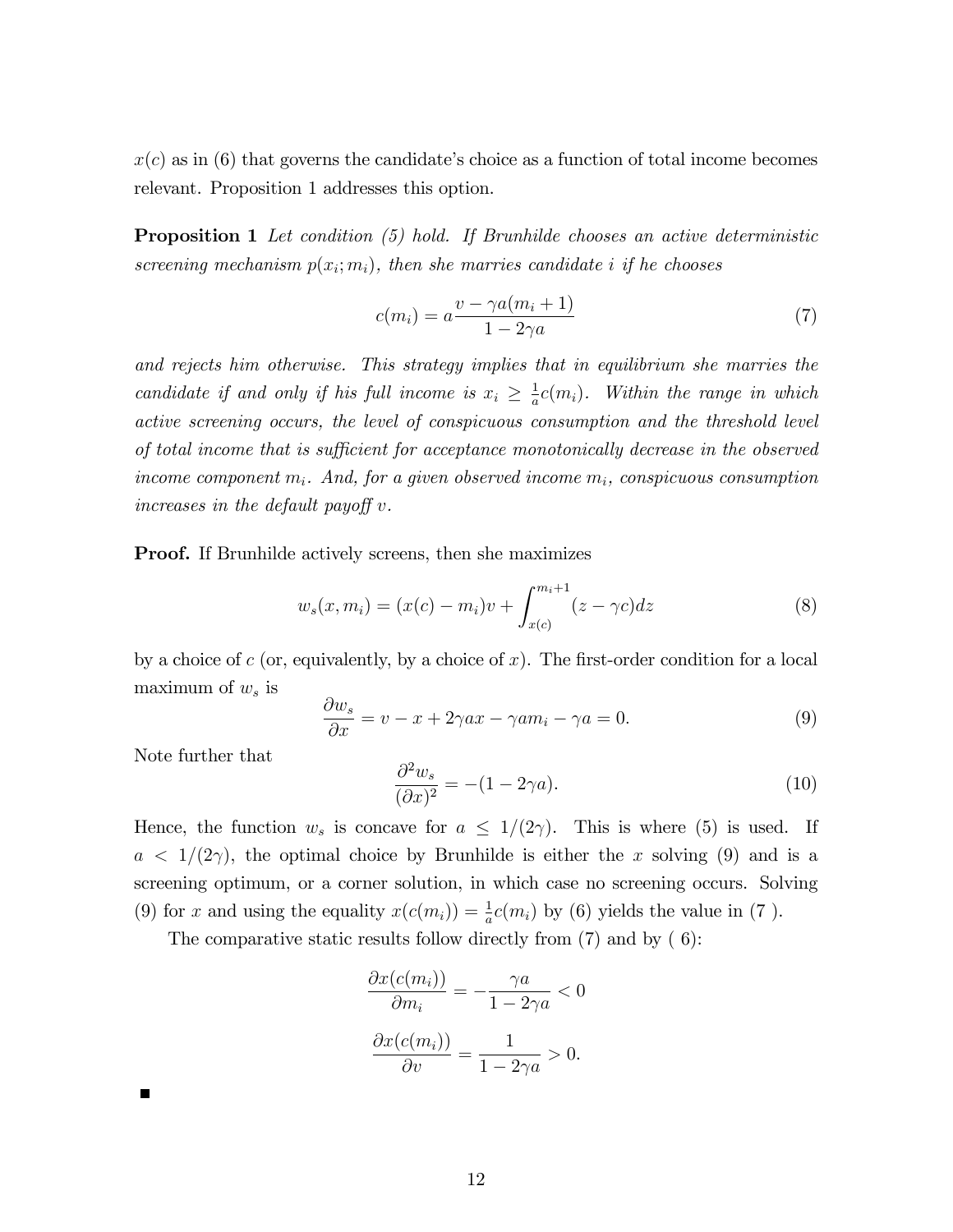$x(c)$ as in (6) that governs the candidate's choice as a function of total income becomes relevant. Proposition 1 addresses this option.

**Proposition 1** *Let condition (5) hold. If Brunhilde chooses an active deterministic screening mechanism $p(x_i; m_i)$, then she marries candidate $i$ if he chooses*

$$c(m_i) = a\frac{v - \gamma a(m_i + 1)}{1 - 2\gamma a} \tag{7}$$

*and rejects him otherwise. This strategy implies that in equilibrium she marries the candidate if and only if his full income is $x_i \geq \frac{1}{a}c(m_i)$. Within the range in which active screening occurs, the level of conspicuous consumption and the threshold level of total income that is sufficient for acceptance monotonically decrease in the observed income component $m_i$. And, for a given observed income $m_i$, conspicuous consumption increases in the default payoff $v$.*

**Proof.** If Brunhilde actively screens, then she maximizes

$$w_s(x, m_i) = (x(c) - m_i)v + \int_{x(c)}^{m_i+1} (z - \gamma c)dz \tag{8}$$

by a choice of $c$ (or, equivalently, by a choice of $x$). The first-order condition for a local maximum of $w_s$ is

$$\frac{\partial w_s}{\partial x} = v - x + 2\gamma a x - \gamma a m_i - \gamma a = 0. \tag{9}$$

Note further that

$$\frac{\partial^2 w_s}{(\partial x)^2} = -(1 - 2\gamma a). \tag{10}$$

Hence, the function $w_s$ is concave for $a \leq 1/(2\gamma)$. This is where (5) is used. If $a < 1/(2\gamma)$, the optimal choice by Brunhilde is either the $x$ solving (9) and is a screening optimum, or a corner solution, in which case no screening occurs. Solving (9) for $x$ and using the equality $x(c(m_i)) = \frac{1}{a}c(m_i)$ by (6) yields the value in (7 ).

The comparative static results follow directly from (7) and by ( 6):

$$\frac{\partial x(c(m_i))}{\partial m_i} = -\frac{\gamma a}{1 - 2\gamma a} < 0$$

$$\frac{\partial x(c(m_i))}{\partial v} = \frac{1}{1 - 2\gamma a} > 0.$$

■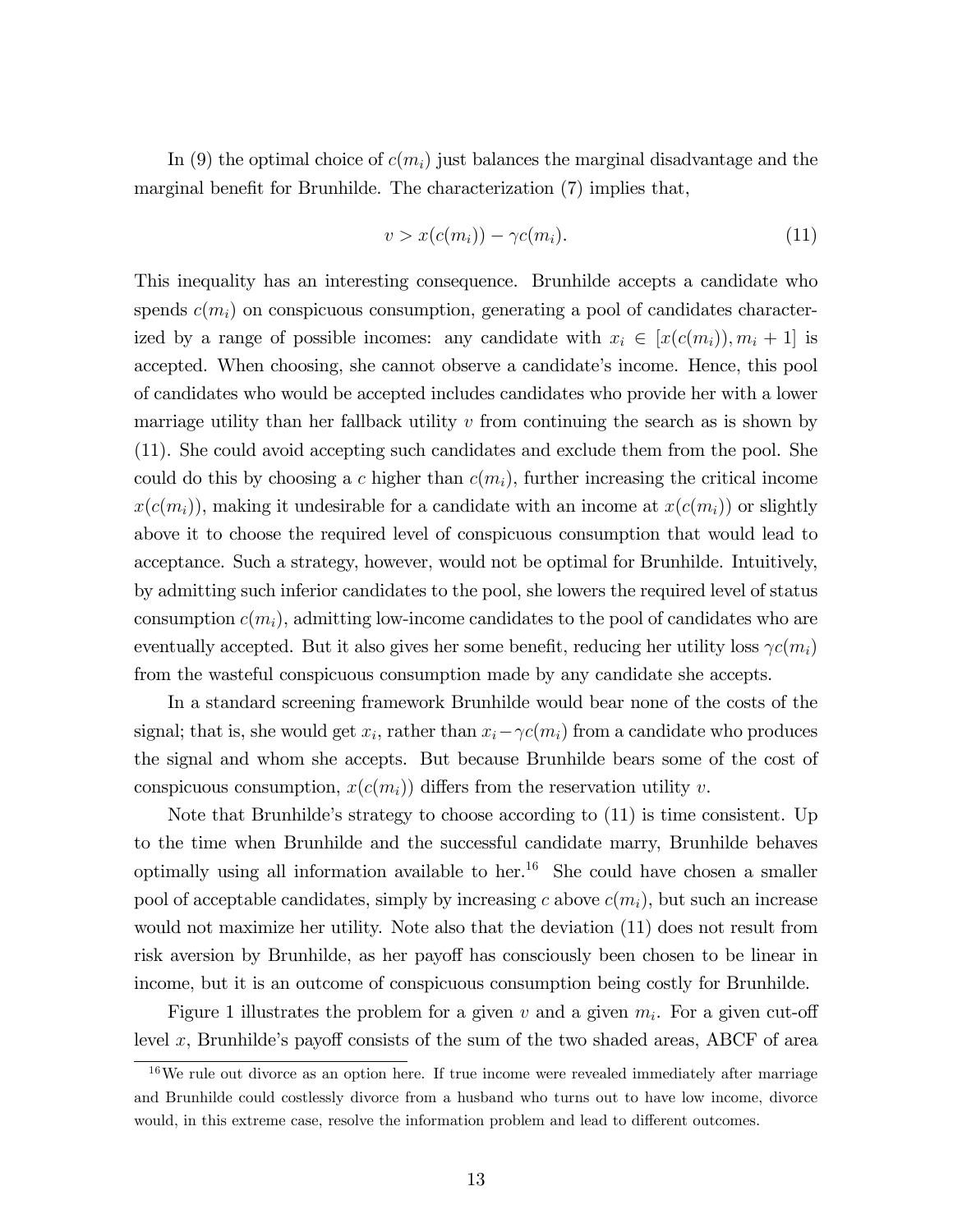In (9) the optimal choice of $c(m_i)$ just balances the marginal disadvantage and the marginal benefit for Brunhilde. The characterization (7) implies that,

$$v > x(c(m_i)) - \gamma c(m_i). \tag{11}$$

This inequality has an interesting consequence. Brunhilde accepts a candidate who spends $c(m_i)$ on conspicuous consumption, generating a pool of candidates characterized by a range of possible incomes: any candidate with $x_i \in [x(c(m_i)), m_i + 1]$ is accepted. When choosing, she cannot observe a candidate's income. Hence, this pool of candidates who would be accepted includes candidates who provide her with a lower marriage utility than her fallback utility $v$ from continuing the search as is shown by (11). She could avoid accepting such candidates and exclude them from the pool. She could do this by choosing a $c$ higher than $c(m_i)$, further increasing the critical income $x(c(m_i))$, making it undesirable for a candidate with an income at $x(c(m_i))$ or slightly above it to choose the required level of conspicuous consumption that would lead to acceptance. Such a strategy, however, would not be optimal for Brunhilde. Intuitively, by admitting such inferior candidates to the pool, she lowers the required level of status consumption $c(m_i)$, admitting low-income candidates to the pool of candidates who are eventually accepted. But it also gives her some benefit, reducing her utility loss $\gamma c(m_i)$ from the wasteful conspicuous consumption made by any candidate she accepts.

In a standard screening framework Brunhilde would bear none of the costs of the signal; that is, she would get $x_i$, rather than $x_i - \gamma c(m_i)$ from a candidate who produces the signal and whom she accepts. But because Brunhilde bears some of the cost of conspicuous consumption, $x(c(m_i))$ differs from the reservation utility $v$.

Note that Brunhilde's strategy to choose according to (11) is time consistent. Up to the time when Brunhilde and the successful candidate marry, Brunhilde behaves optimally using all information available to her.[16] She could have chosen a smaller pool of acceptable candidates, simply by increasing $c$ above $c(m_i)$, but such an increase would not maximize her utility. Note also that the deviation (11) does not result from risk aversion by Brunhilde, as her payoff has consciously been chosen to be linear in income, but it is an outcome of conspicuous consumption being costly for Brunhilde.

Figure 1 illustrates the problem for a given $v$ and a given $m_i$. For a given cut-off level $x$, Brunhilde's payoff consists of the sum of the two shaded areas, ABCF of area

[16] We rule out divorce as an option here. If true income were revealed immediately after marriage and Brunhilde could costlessly divorce from a husband who turns out to have low income, divorce would, in this extreme case, resolve the information problem and lead to different outcomes.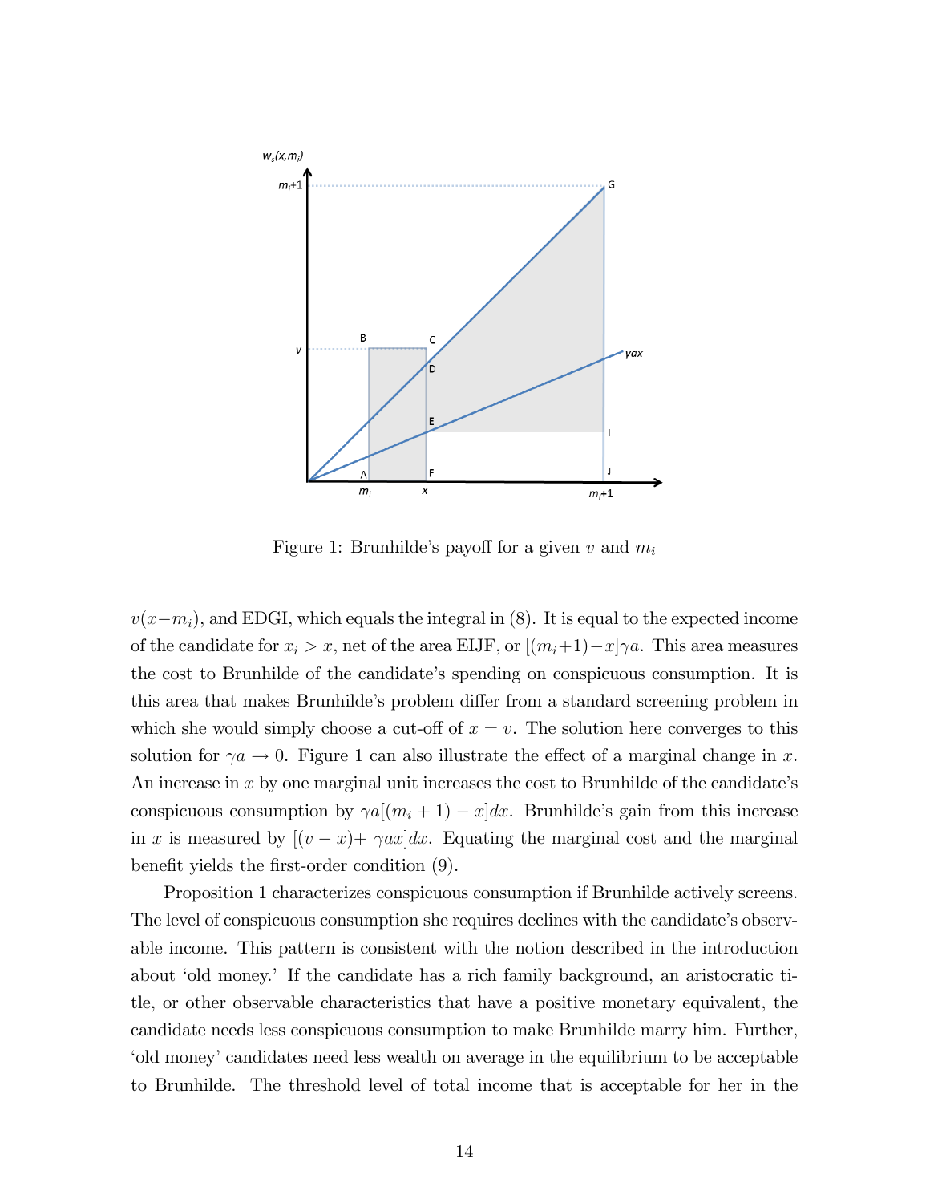Figure 1: Brunhilde's payoff for a given $v$ and $m_i$

$v(x-m_i)$, and EDGI, which equals the integral in (8). It is equal to the expected income of the candidate for $x_i > x$, net of the area EIJF, or $[(m_i+1)-x]\gamma a$. This area measures the cost to Brunhilde of the candidate's spending on conspicuous consumption. It is this area that makes Brunhilde's problem differ from a standard screening problem in which she would simply choose a cut-off of $x = v$. The solution here converges to this solution for $\gamma a \to 0$. Figure 1 can also illustrate the effect of a marginal change in $x$. An increase in $x$ by one marginal unit increases the cost to Brunhilde of the candidate's conspicuous consumption by $\gamma a[(m_i + 1) - x]dx$. Brunhilde's gain from this increase in $x$ is measured by $[(v - x)+ \gamma ax]dx$. Equating the marginal cost and the marginal benefit yields the first-order condition (9).

Proposition 1 characterizes conspicuous consumption if Brunhilde actively screens. The level of conspicuous consumption she requires declines with the candidate's observable income. This pattern is consistent with the notion described in the introduction about 'old money.' If the candidate has a rich family background, an aristocratic title, or other observable characteristics that have a positive monetary equivalent, the candidate needs less conspicuous consumption to make Brunhilde marry him. Further, 'old money' candidates need less wealth on average in the equilibrium to be acceptable to Brunhilde. The threshold level of total income that is acceptable for her in the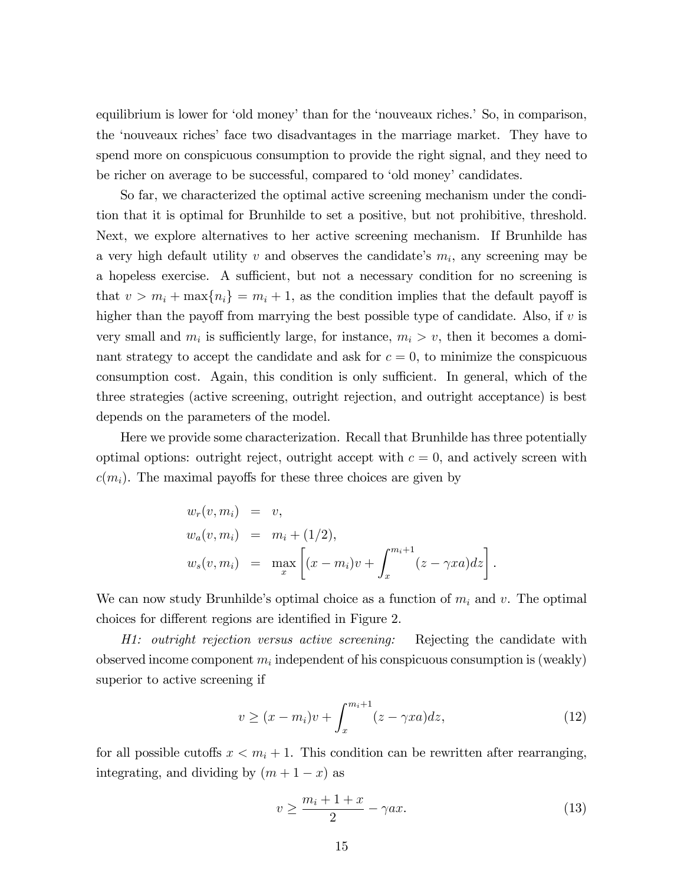equilibrium is lower for 'old money' than for the 'nouveaux riches.' So, in comparison, the 'nouveaux riches' face two disadvantages in the marriage market. They have to spend more on conspicuous consumption to provide the right signal, and they need to be richer on average to be successful, compared to 'old money' candidates.

So far, we characterized the optimal active screening mechanism under the condition that it is optimal for Brunhilde to set a positive, but not prohibitive, threshold. Next, we explore alternatives to her active screening mechanism. If Brunhilde has a very high default utility $v$ and observes the candidate's $m_i$, any screening may be a hopeless exercise. A sufficient, but not a necessary condition for no screening is that $v > m_i + \max\{n_i\} = m_i + 1$, as the condition implies that the default payoff is higher than the payoff from marrying the best possible type of candidate. Also, if $v$ is very small and $m_i$ is sufficiently large, for instance, $m_i > v$, then it becomes a dominant strategy to accept the candidate and ask for $c = 0$, to minimize the conspicuous consumption cost. Again, this condition is only sufficient. In general, which of the three strategies (active screening, outright rejection, and outright acceptance) is best depends on the parameters of the model.

Here we provide some characterization. Recall that Brunhilde has three potentially optimal options: outright reject, outright accept with $c = 0$, and actively screen with $c(m_i)$. The maximal payoffs for these three choices are given by

$$
\begin{aligned}
w_r(v, m_i) &= v, \\
w_a(v, m_i) &= m_i + (1/2), \\
w_s(v, m_i) &= \max_x \left[ (x - m_i)v + \int_x^{m_i+1} (z - \gamma x a) dz \right].
\end{aligned}
$$

We can now study Brunhilde's optimal choice as a function of $m_i$ and $v$. The optimal choices for different regions are identified in Figure 2.

*H1: outright rejection versus active screening:* Rejecting the candidate with observed income component $m_i$ independent of his conspicuous consumption is (weakly) superior to active screening if

$$
v \geq (x - m_i)v + \int_x^{m_i+1} (z - \gamma x a) dz, \tag{12}
$$

for all possible cutoffs $x < m_i + 1$. This condition can be rewritten after rearranging, integrating, and dividing by $(m + 1 - x)$ as

$$
v \geq \frac{m_i + 1 + x}{2} - \gamma a x. \tag{13}
$$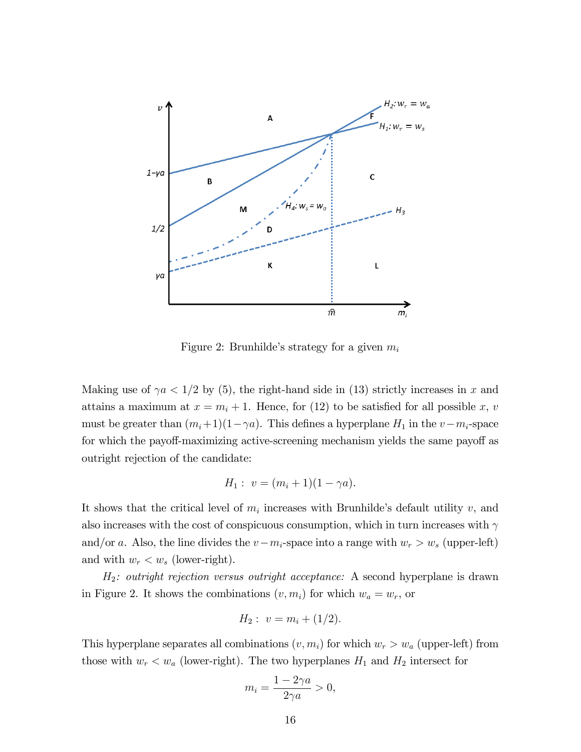Figure 2: Brunhilde's strategy for a given $m_i$

Making use of $\gamma a < 1/2$ by (5), the right-hand side in (13) strictly increases in $x$ and attains a maximum at $x = m_i + 1$. Hence, for (12) to be satisfied for all possible $x$, $v$ must be greater than $(m_i+1)(1-\gamma a)$. This defines a hyperplane $H_1$ in the $v-m_i$-space for which the payoff-maximizing active-screening mechanism yields the same payoff as outright rejection of the candidate:

$$H_1: \ v = (m_i + 1)(1 - \gamma a).$$

It shows that the critical level of $m_i$ increases with Brunhilde's default utility $v$, and also increases with the cost of conspicuous consumption, which in turn increases with $\gamma$ and/or $a$. Also, the line divides the $v-m_i$-space into a range with $w_r > w_s$ (upper-left) and with $w_r < w_s$ (lower-right).

*$H_2$: outright rejection versus outright acceptance:* A second hyperplane is drawn in Figure 2. It shows the combinations $(v, m_i)$ for which $w_a = w_r$, or

$$H_2: \ v = m_i + (1/2).$$

This hyperplane separates all combinations $(v, m_i)$ for which $w_r > w_a$ (upper-left) from those with $w_r < w_a$ (lower-right). The two hyperplanes $H_1$ and $H_2$ intersect for

$$m_i = \frac{1 - 2\gamma a}{2\gamma a} > 0,$$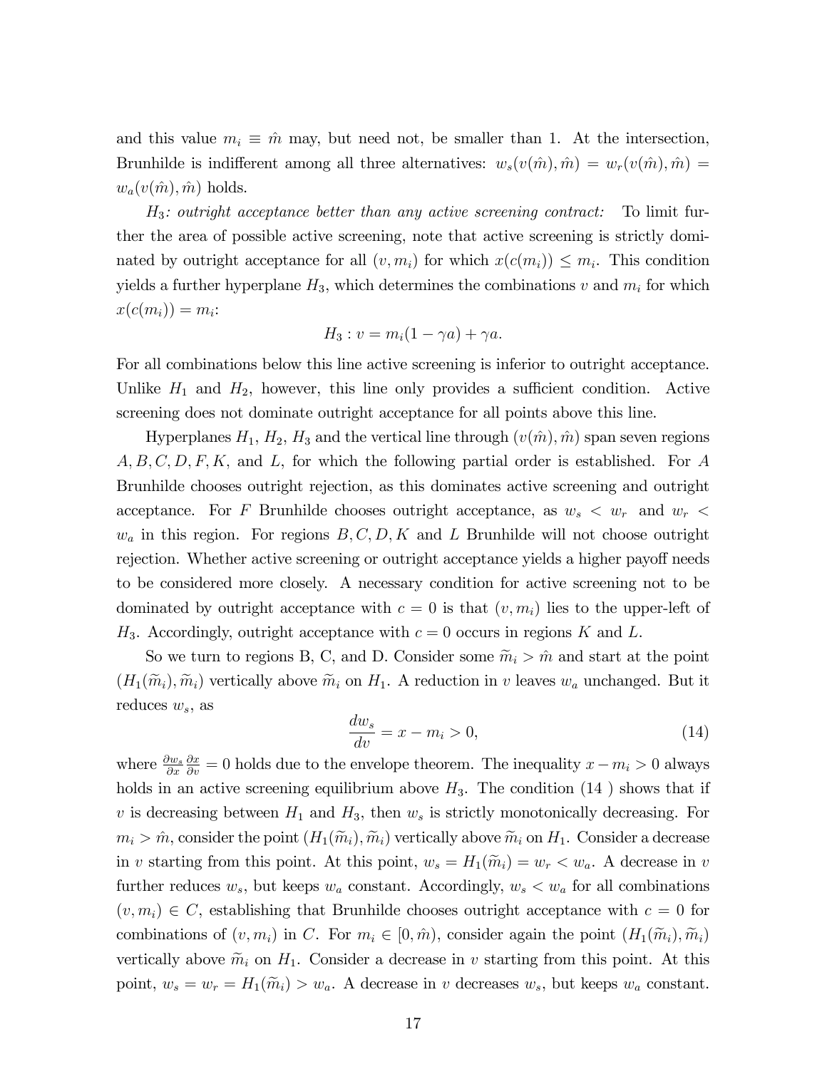and this value $m_i \equiv \hat{m}$ may, but need not, be smaller than 1. At the intersection, Brunhilde is indifferent among all three alternatives: $w_s(v(\hat{m}), \hat{m}) = w_r(v(\hat{m}), \hat{m}) = w_a(v(\hat{m}), \hat{m})$ holds.

*$H_3$: outright acceptance better than any active screening contract:* To limit further the area of possible active screening, note that active screening is strictly dominated by outright acceptance for all $(v, m_i)$ for which $x(c(m_i)) \leq m_i$. This condition yields a further hyperplane $H_3$, which determines the combinations $v$ and $m_i$ for which $x(c(m_i)) = m_i$:

$$H_3 : v = m_i(1 - \gamma a) + \gamma a.$$

For all combinations below this line active screening is inferior to outright acceptance. Unlike $H_1$ and $H_2$, however, this line only provides a sufficient condition. Active screening does not dominate outright acceptance for all points above this line.

Hyperplanes $H_1$, $H_2$, $H_3$ and the vertical line through $(v(\hat{m}), \hat{m})$ span seven regions $A, B, C, D, F, K$, and $L$, for which the following partial order is established. For $A$ Brunhilde chooses outright rejection, as this dominates active screening and outright acceptance. For $F$ Brunhilde chooses outright acceptance, as $w_s < w_r$ and $w_r < w_a$ in this region. For regions $B, C, D, K$ and $L$ Brunhilde will not choose outright rejection. Whether active screening or outright acceptance yields a higher payoff needs to be considered more closely. A necessary condition for active screening not to be dominated by outright acceptance with $c = 0$ is that $(v, m_i)$ lies to the upper-left of $H_3$. Accordingly, outright acceptance with $c = 0$ occurs in regions $K$ and $L$.

So we turn to regions B, C, and D. Consider some $\widetilde{m}_i > \hat{m}$ and start at the point $(H_1(\widetilde{m}_i), \widetilde{m}_i)$ vertically above $\widetilde{m}_i$ on $H_1$. A reduction in $v$ leaves $w_a$ unchanged. But it reduces $w_s$, as

$$\frac{dw_s}{dv} = x - m_i > 0, \tag{14}$$

where $\frac{\partial w_s}{\partial x}\frac{\partial x}{\partial v} = 0$ holds due to the envelope theorem. The inequality $x - m_i > 0$ always holds in an active screening equilibrium above $H_3$. The condition (14 ) shows that if $v$ is decreasing between $H_1$ and $H_3$, then $w_s$ is strictly monotonically decreasing. For $m_i > \hat{m}$, consider the point $(H_1(\widetilde{m}_i), \widetilde{m}_i)$ vertically above $\widetilde{m}_i$ on $H_1$. Consider a decrease in $v$ starting from this point. At this point, $w_s = H_1(\widetilde{m}_i) = w_r < w_a$. A decrease in $v$ further reduces $w_s$, but keeps $w_a$ constant. Accordingly, $w_s < w_a$ for all combinations $(v, m_i) \in C$, establishing that Brunhilde chooses outright acceptance with $c = 0$ for combinations of $(v, m_i)$ in $C$. For $m_i \in [0, \hat{m})$, consider again the point $(H_1(\widetilde{m}_i), \widetilde{m}_i)$ vertically above $\widetilde{m}_i$ on $H_1$. Consider a decrease in $v$ starting from this point. At this point, $w_s = w_r = H_1(\widetilde{m}_i) > w_a$. A decrease in $v$ decreases $w_s$, but keeps $w_a$ constant.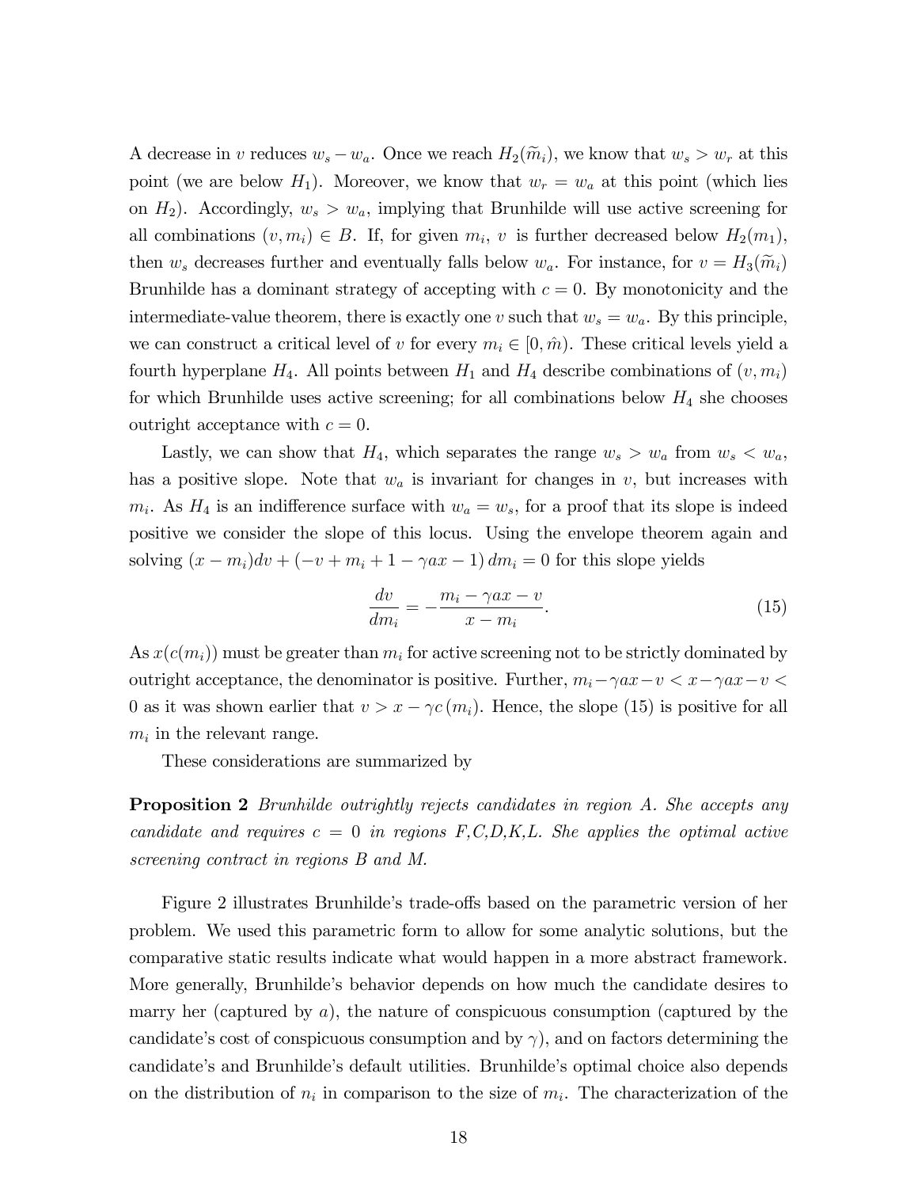A decrease in $v$ reduces $w_s - w_a$. Once we reach $H_2(\widetilde{m}_i)$, we know that $w_s > w_r$ at this point (we are below $H_1$). Moreover, we know that $w_r = w_a$ at this point (which lies on $H_2$). Accordingly, $w_s > w_a$, implying that Brunhilde will use active screening for all combinations $(v, m_i) \in B$. If, for given $m_i$, $v$ is further decreased below $H_2(m_1)$, then $w_s$ decreases further and eventually falls below $w_a$. For instance, for $v = H_3(\widetilde{m}_i)$ Brunhilde has a dominant strategy of accepting with $c = 0$. By monotonicity and the intermediate-value theorem, there is exactly one $v$ such that $w_s = w_a$. By this principle, we can construct a critical level of $v$ for every $m_i \in [0, \hat{m})$. These critical levels yield a fourth hyperplane $H_4$. All points between $H_1$ and $H_4$ describe combinations of $(v, m_i)$ for which Brunhilde uses active screening; for all combinations below $H_4$ she chooses outright acceptance with $c = 0$.

Lastly, we can show that $H_4$, which separates the range $w_s > w_a$ from $w_s < w_a$, has a positive slope. Note that $w_a$ is invariant for changes in $v$, but increases with $m_i$. As $H_4$ is an indifference surface with $w_a = w_s$, for a proof that its slope is indeed positive we consider the slope of this locus. Using the envelope theorem again and solving $(x - m_i)dv + (-v + m_i + 1 - \gamma a x - 1)\, dm_i = 0$ for this slope yields

$$\frac{dv}{dm_i} = -\frac{m_i - \gamma a x - v}{x - m_i}. \tag{15}$$

As $x(c(m_i))$ must be greater than $m_i$ for active screening not to be strictly dominated by outright acceptance, the denominator is positive. Further, $m_i - \gamma a x - v < x - \gamma a x - v < 0$ as it was shown earlier that $v > x - \gamma c(m_i)$. Hence, the slope (15) is positive for all $m_i$ in the relevant range.

These considerations are summarized by

**Proposition 2** *Brunhilde outrightly rejects candidates in region A. She accepts any candidate and requires $c = 0$ in regions F,C,D,K,L. She applies the optimal active screening contract in regions B and M.*

Figure 2 illustrates Brunhilde's trade-offs based on the parametric version of her problem. We used this parametric form to allow for some analytic solutions, but the comparative static results indicate what would happen in a more abstract framework. More generally, Brunhilde's behavior depends on how much the candidate desires to marry her (captured by $a$), the nature of conspicuous consumption (captured by the candidate's cost of conspicuous consumption and by $\gamma$), and on factors determining the candidate's and Brunhilde's default utilities. Brunhilde's optimal choice also depends on the distribution of $n_i$ in comparison to the size of $m_i$. The characterization of the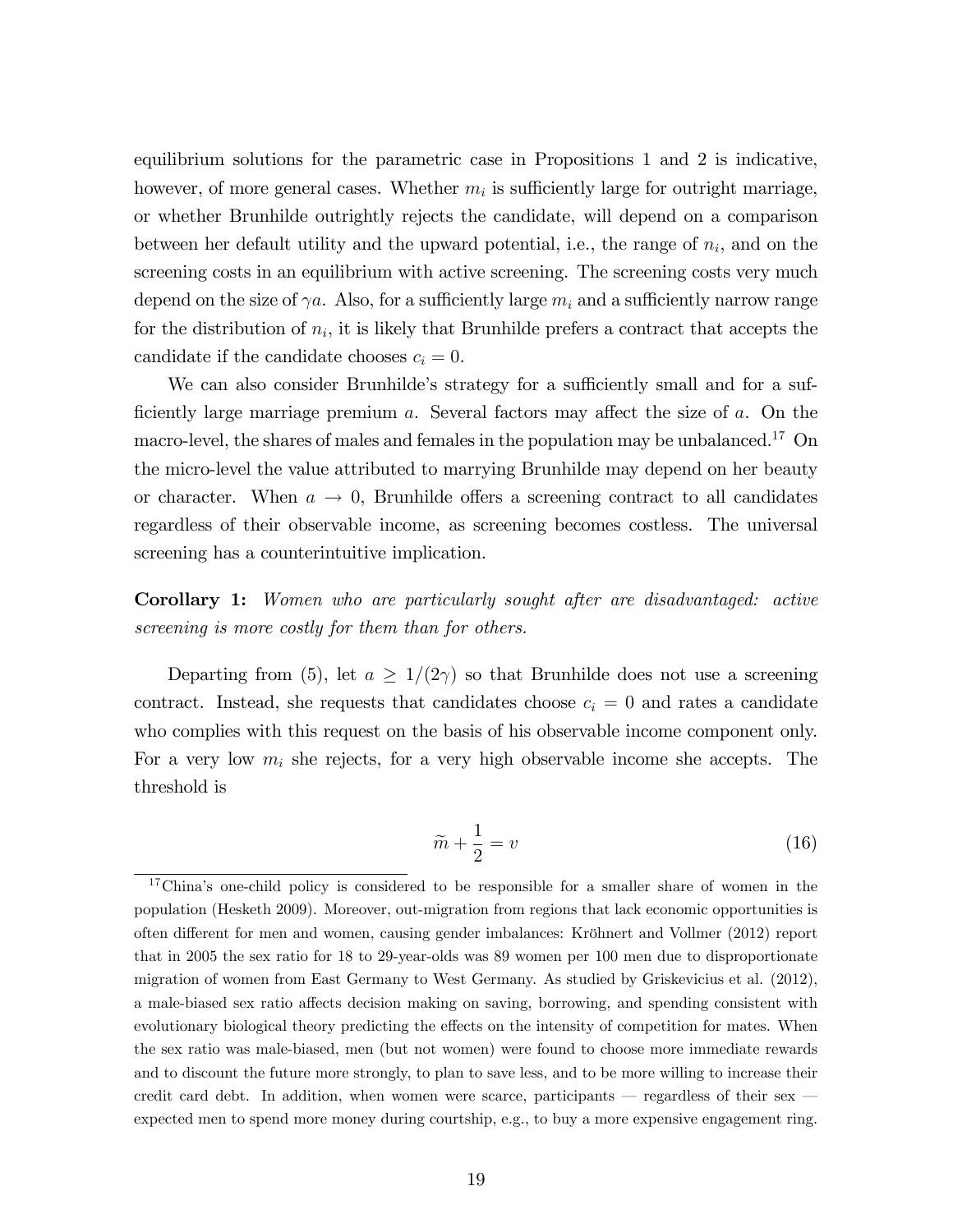equilibrium solutions for the parametric case in Propositions 1 and 2 is indicative, however, of more general cases. Whether $m_i$ is sufficiently large for outright marriage, or whether Brunhilde outrightly rejects the candidate, will depend on a comparison between her default utility and the upward potential, i.e., the range of $n_i$, and on the screening costs in an equilibrium with active screening. The screening costs very much depend on the size of $\gamma a$. Also, for a sufficiently large $m_i$ and a sufficiently narrow range for the distribution of $n_i$, it is likely that Brunhilde prefers a contract that accepts the candidate if the candidate chooses $c_i = 0$.

We can also consider Brunhilde's strategy for a sufficiently small and for a sufficiently large marriage premium $a$. Several factors may affect the size of $a$. On the macro-level, the shares of males and females in the population may be unbalanced.[17] On the micro-level the value attributed to marrying Brunhilde may depend on her beauty or character. When $a \to 0$, Brunhilde offers a screening contract to all candidates regardless of their observable income, as screening becomes costless. The universal screening has a counterintuitive implication.

**Corollary 1:** *Women who are particularly sought after are disadvantaged: active screening is more costly for them than for others.*

Departing from (5), let $a \geq 1/(2\gamma)$ so that Brunhilde does not use a screening contract. Instead, she requests that candidates choose $c_i = 0$ and rates a candidate who complies with this request on the basis of his observable income component only. For a very low $m_i$ she rejects, for a very high observable income she accepts. The threshold is

$$\widetilde{m} + \frac{1}{2} = v \tag{16}$$

[17] China's one-child policy is considered to be responsible for a smaller share of women in the population (Hesketh 2009). Moreover, out-migration from regions that lack economic opportunities is often different for men and women, causing gender imbalances: Kröhnert and Vollmer (2012) report that in 2005 the sex ratio for 18 to 29-year-olds was 89 women per 100 men due to disproportionate migration of women from East Germany to West Germany. As studied by Griskevicius et al. (2012), a male-biased sex ratio affects decision making on saving, borrowing, and spending consistent with evolutionary biological theory predicting the effects on the intensity of competition for mates. When the sex ratio was male-biased, men (but not women) were found to choose more immediate rewards and to discount the future more strongly, to plan to save less, and to be more willing to increase their credit card debt. In addition, when women were scarce, participants — regardless of their sex — expected men to spend more money during courtship, e.g., to buy a more expensive engagement ring.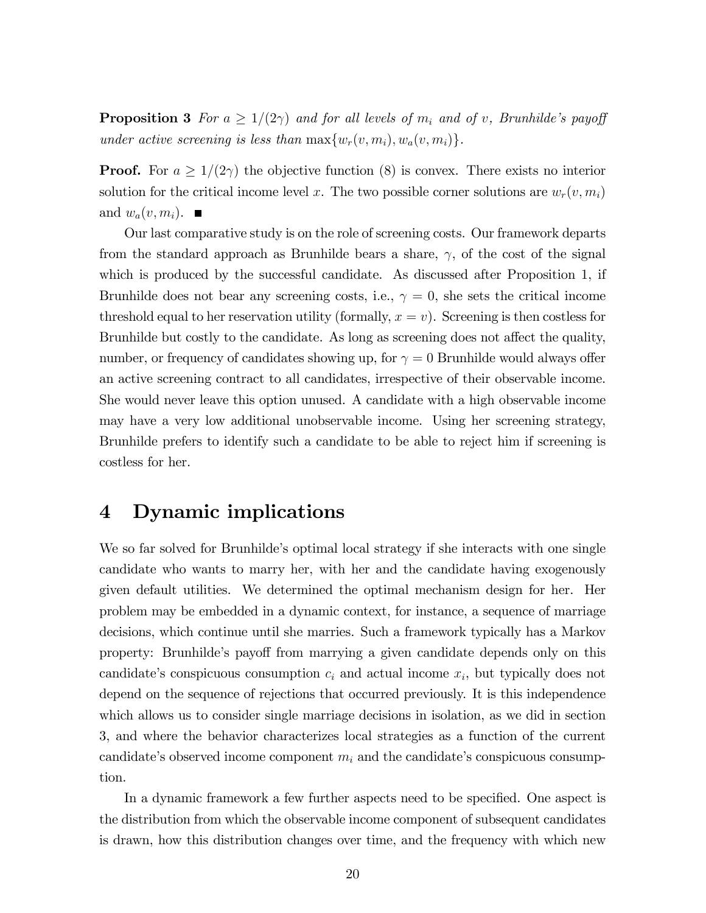**Proposition 3** *For $a \geq 1/(2\gamma)$ and for all levels of $m_i$ and of $v$, Brunhilde's payoff under active screening is less than* $\max\{w_r(v, m_i), w_a(v, m_i)\}$.

**Proof.** For $a \geq 1/(2\gamma)$ the objective function (8) is convex. There exists no interior solution for the critical income level $x$. The two possible corner solutions are $w_r(v, m_i)$ and $w_a(v, m_i)$. ■

Our last comparative study is on the role of screening costs. Our framework departs from the standard approach as Brunhilde bears a share, $\gamma$, of the cost of the signal which is produced by the successful candidate. As discussed after Proposition 1, if Brunhilde does not bear any screening costs, i.e., $\gamma = 0$, she sets the critical income threshold equal to her reservation utility (formally, $x = v$). Screening is then costless for Brunhilde but costly to the candidate. As long as screening does not affect the quality, number, or frequency of candidates showing up, for $\gamma = 0$ Brunhilde would always offer an active screening contract to all candidates, irrespective of their observable income. She would never leave this option unused. A candidate with a high observable income may have a very low additional unobservable income. Using her screening strategy, Brunhilde prefers to identify such a candidate to be able to reject him if screening is costless for her.

# 4 Dynamic implications

We so far solved for Brunhilde's optimal local strategy if she interacts with one single candidate who wants to marry her, with her and the candidate having exogenously given default utilities. We determined the optimal mechanism design for her. Her problem may be embedded in a dynamic context, for instance, a sequence of marriage decisions, which continue until she marries. Such a framework typically has a Markov property: Brunhilde's payoff from marrying a given candidate depends only on this candidate's conspicuous consumption $c_i$ and actual income $x_i$, but typically does not depend on the sequence of rejections that occurred previously. It is this independence which allows us to consider single marriage decisions in isolation, as we did in section 3, and where the behavior characterizes local strategies as a function of the current candidate's observed income component $m_i$ and the candidate's conspicuous consumption.

In a dynamic framework a few further aspects need to be specified. One aspect is the distribution from which the observable income component of subsequent candidates is drawn, how this distribution changes over time, and the frequency with which new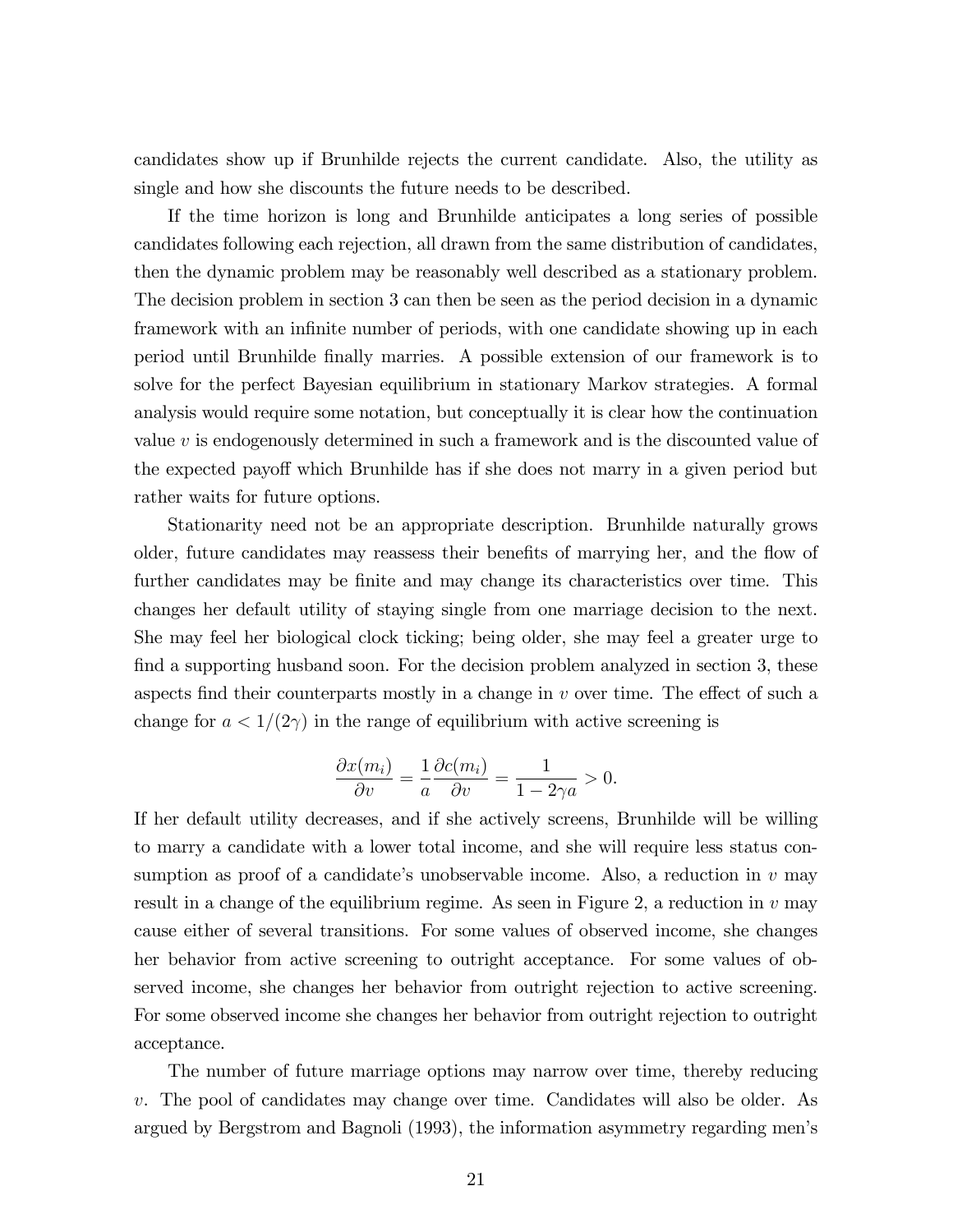candidates show up if Brunhilde rejects the current candidate. Also, the utility as single and how she discounts the future needs to be described.

If the time horizon is long and Brunhilde anticipates a long series of possible candidates following each rejection, all drawn from the same distribution of candidates, then the dynamic problem may be reasonably well described as a stationary problem. The decision problem in section 3 can then be seen as the period decision in a dynamic framework with an infinite number of periods, with one candidate showing up in each period until Brunhilde finally marries. A possible extension of our framework is to solve for the perfect Bayesian equilibrium in stationary Markov strategies. A formal analysis would require some notation, but conceptually it is clear how the continuation value $v$ is endogenously determined in such a framework and is the discounted value of the expected payoff which Brunhilde has if she does not marry in a given period but rather waits for future options.

Stationarity need not be an appropriate description. Brunhilde naturally grows older, future candidates may reassess their benefits of marrying her, and the flow of further candidates may be finite and may change its characteristics over time. This changes her default utility of staying single from one marriage decision to the next. She may feel her biological clock ticking; being older, she may feel a greater urge to find a supporting husband soon. For the decision problem analyzed in section 3, these aspects find their counterparts mostly in a change in $v$ over time. The effect of such a change for $a < 1/(2\gamma)$ in the range of equilibrium with active screening is

$$\frac{\partial x(m_i)}{\partial v} = \frac{1}{a}\frac{\partial c(m_i)}{\partial v} = \frac{1}{1-2\gamma a} > 0.$$

If her default utility decreases, and if she actively screens, Brunhilde will be willing to marry a candidate with a lower total income, and she will require less status consumption as proof of a candidate's unobservable income. Also, a reduction in $v$ may result in a change of the equilibrium regime. As seen in Figure 2, a reduction in $v$ may cause either of several transitions. For some values of observed income, she changes her behavior from active screening to outright acceptance. For some values of observed income, she changes her behavior from outright rejection to active screening. For some observed income she changes her behavior from outright rejection to outright acceptance.

The number of future marriage options may narrow over time, thereby reducing $v$. The pool of candidates may change over time. Candidates will also be older. As argued by Bergstrom and Bagnoli (1993), the information asymmetry regarding men's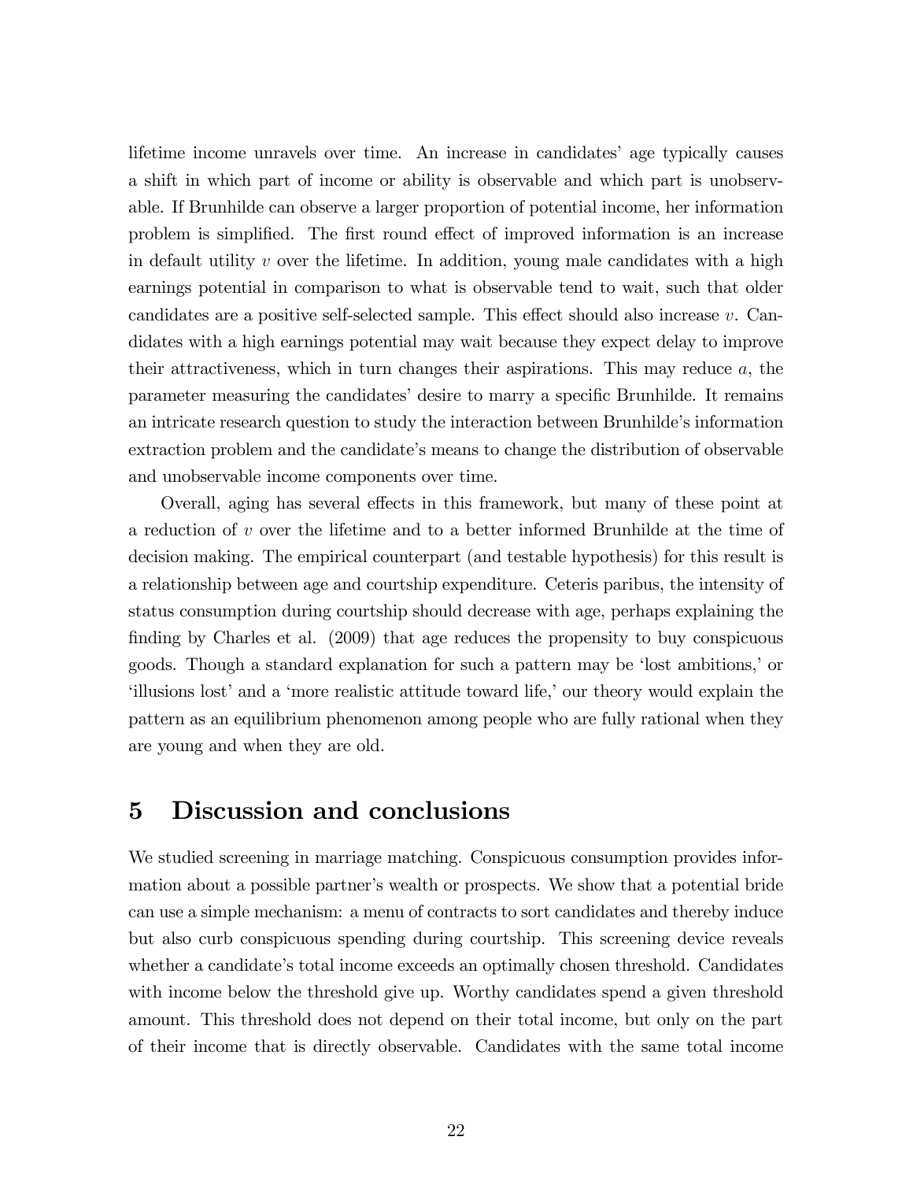lifetime income unravels over time. An increase in candidates' age typically causes a shift in which part of income or ability is observable and which part is unobservable. If Brunhilde can observe a larger proportion of potential income, her information problem is simplified. The first round effect of improved information is an increase in default utility $v$ over the lifetime. In addition, young male candidates with a high earnings potential in comparison to what is observable tend to wait, such that older candidates are a positive self-selected sample. This effect should also increase $v$. Candidates with a high earnings potential may wait because they expect delay to improve their attractiveness, which in turn changes their aspirations. This may reduce $a$, the parameter measuring the candidates' desire to marry a specific Brunhilde. It remains an intricate research question to study the interaction between Brunhilde's information extraction problem and the candidate's means to change the distribution of observable and unobservable income components over time.

Overall, aging has several effects in this framework, but many of these point at a reduction of $v$ over the lifetime and to a better informed Brunhilde at the time of decision making. The empirical counterpart (and testable hypothesis) for this result is a relationship between age and courtship expenditure. Ceteris paribus, the intensity of status consumption during courtship should decrease with age, perhaps explaining the finding by Charles et al. (2009) that age reduces the propensity to buy conspicuous goods. Though a standard explanation for such a pattern may be 'lost ambitions,' or 'illusions lost' and a 'more realistic attitude toward life,' our theory would explain the pattern as an equilibrium phenomenon among people who are fully rational when they are young and when they are old.

# 5 Discussion and conclusions

We studied screening in marriage matching. Conspicuous consumption provides information about a possible partner's wealth or prospects. We show that a potential bride can use a simple mechanism: a menu of contracts to sort candidates and thereby induce but also curb conspicuous spending during courtship. This screening device reveals whether a candidate's total income exceeds an optimally chosen threshold. Candidates with income below the threshold give up. Worthy candidates spend a given threshold amount. This threshold does not depend on their total income, but only on the part of their income that is directly observable. Candidates with the same total income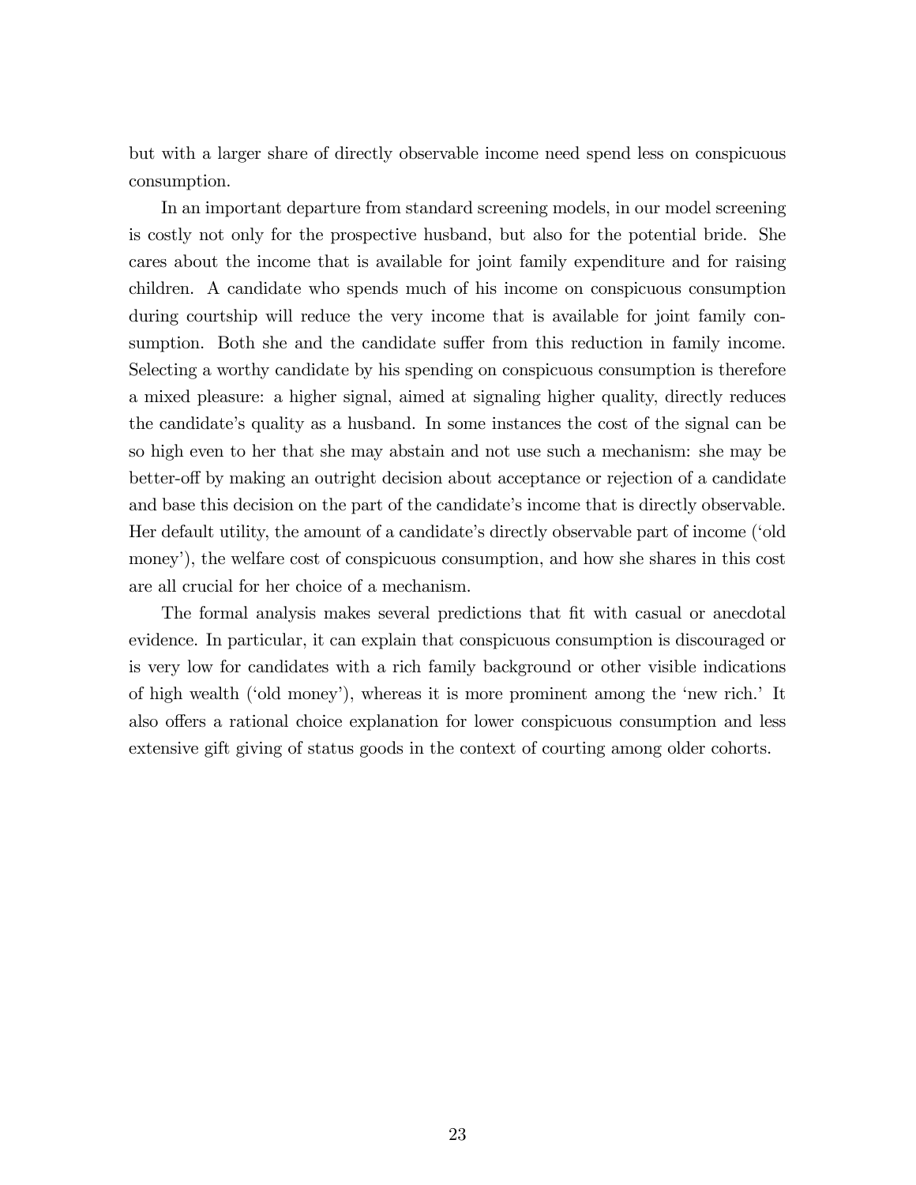but with a larger share of directly observable income need spend less on conspicuous consumption.

In an important departure from standard screening models, in our model screening is costly not only for the prospective husband, but also for the potential bride. She cares about the income that is available for joint family expenditure and for raising children. A candidate who spends much of his income on conspicuous consumption during courtship will reduce the very income that is available for joint family consumption. Both she and the candidate suffer from this reduction in family income. Selecting a worthy candidate by his spending on conspicuous consumption is therefore a mixed pleasure: a higher signal, aimed at signaling higher quality, directly reduces the candidate's quality as a husband. In some instances the cost of the signal can be so high even to her that she may abstain and not use such a mechanism: she may be better-off by making an outright decision about acceptance or rejection of a candidate and base this decision on the part of the candidate's income that is directly observable. Her default utility, the amount of a candidate's directly observable part of income ('old money'), the welfare cost of conspicuous consumption, and how she shares in this cost are all crucial for her choice of a mechanism.

The formal analysis makes several predictions that fit with casual or anecdotal evidence. In particular, it can explain that conspicuous consumption is discouraged or is very low for candidates with a rich family background or other visible indications of high wealth ('old money'), whereas it is more prominent among the 'new rich.' It also offers a rational choice explanation for lower conspicuous consumption and less extensive gift giving of status goods in the context of courting among older cohorts.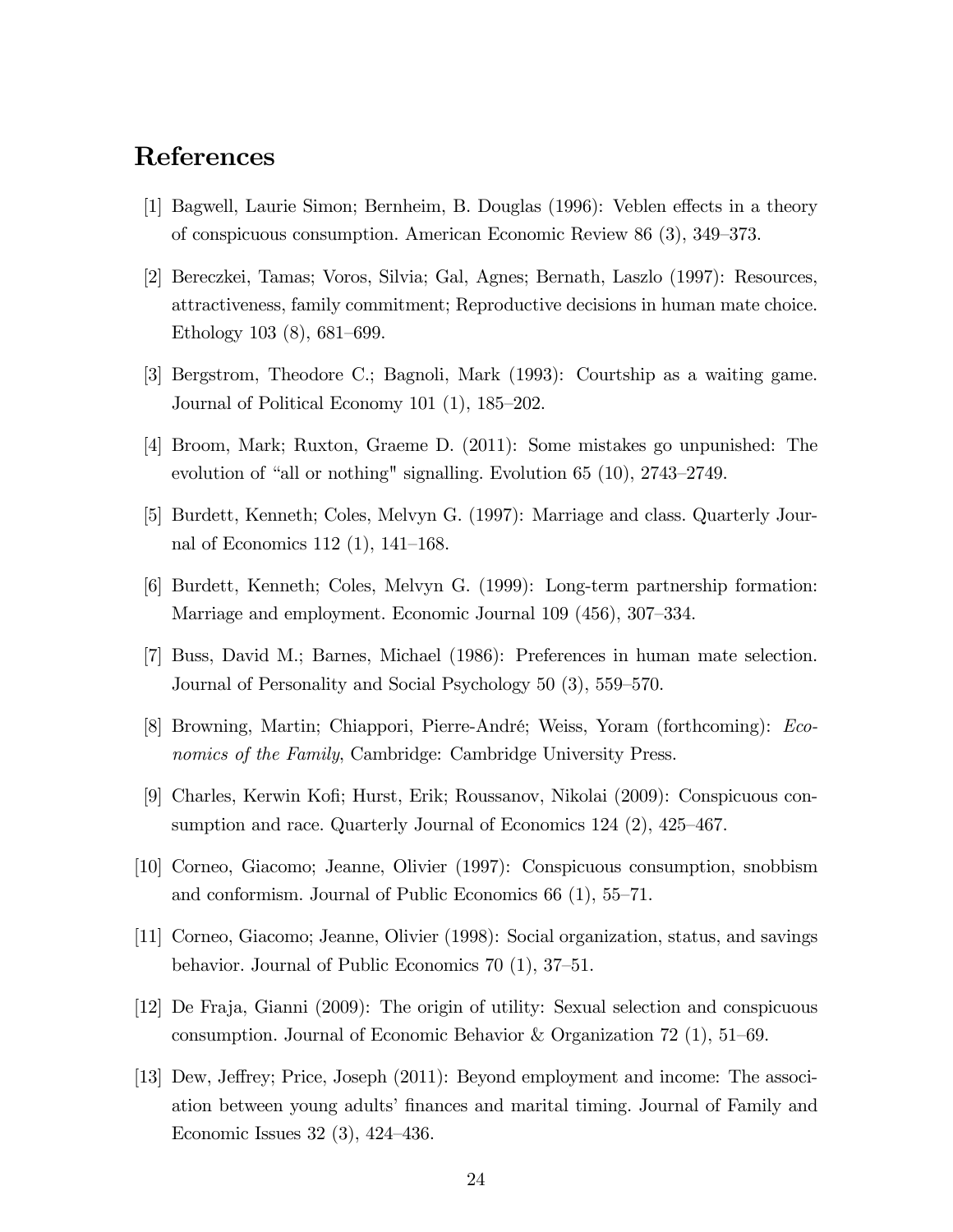# References

[1] Bagwell, Laurie Simon; Bernheim, B. Douglas (1996): Veblen effects in a theory of conspicuous consumption. American Economic Review 86 (3), 349–373.

[2] Bereczkei, Tamas; Voros, Silvia; Gal, Agnes; Bernath, Laszlo (1997): Resources, attractiveness, family commitment; Reproductive decisions in human mate choice. Ethology 103 (8), 681–699.

[3] Bergstrom, Theodore C.; Bagnoli, Mark (1993): Courtship as a waiting game. Journal of Political Economy 101 (1), 185–202.

[4] Broom, Mark; Ruxton, Graeme D. (2011): Some mistakes go unpunished: The evolution of "all or nothing" signalling. Evolution 65 (10), 2743–2749.

[5] Burdett, Kenneth; Coles, Melvyn G. (1997): Marriage and class. Quarterly Journal of Economics 112 (1), 141–168.

[6] Burdett, Kenneth; Coles, Melvyn G. (1999): Long-term partnership formation: Marriage and employment. Economic Journal 109 (456), 307–334.

[7] Buss, David M.; Barnes, Michael (1986): Preferences in human mate selection. Journal of Personality and Social Psychology 50 (3), 559–570.

[8] Browning, Martin; Chiappori, Pierre-André; Weiss, Yoram (forthcoming): *Economics of the Family*, Cambridge: Cambridge University Press.

[9] Charles, Kerwin Kofi; Hurst, Erik; Roussanov, Nikolai (2009): Conspicuous consumption and race. Quarterly Journal of Economics 124 (2), 425–467.

[10] Corneo, Giacomo; Jeanne, Olivier (1997): Conspicuous consumption, snobbism and conformism. Journal of Public Economics 66 (1), 55–71.

[11] Corneo, Giacomo; Jeanne, Olivier (1998): Social organization, status, and savings behavior. Journal of Public Economics 70 (1), 37–51.

[12] De Fraja, Gianni (2009): The origin of utility: Sexual selection and conspicuous consumption. Journal of Economic Behavior & Organization 72 (1), 51–69.

[13] Dew, Jeffrey; Price, Joseph (2011): Beyond employment and income: The association between young adults' finances and marital timing. Journal of Family and Economic Issues 32 (3), 424–436.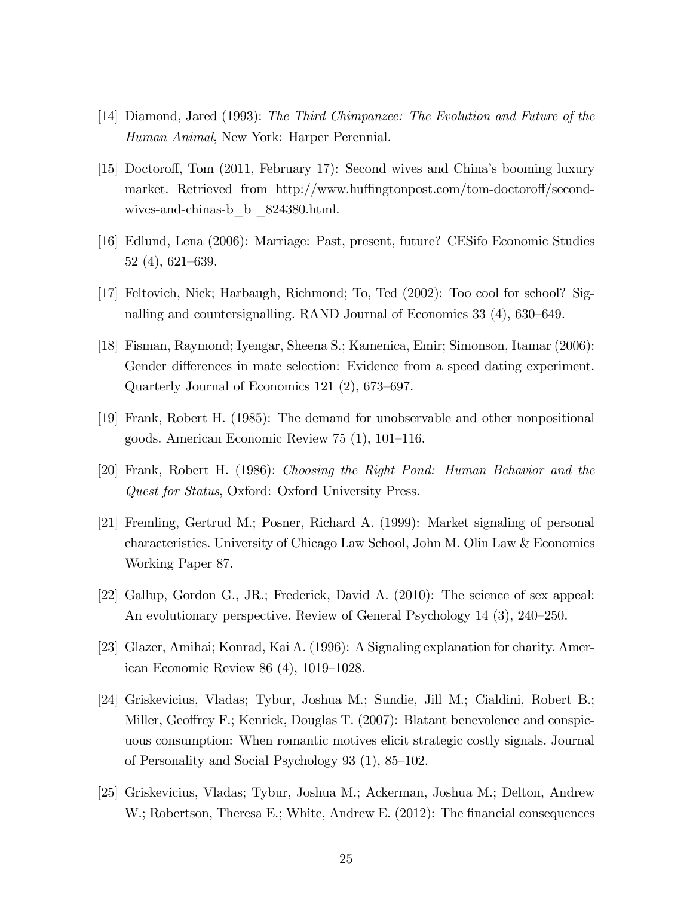[14] Diamond, Jared (1993): *The Third Chimpanzee: The Evolution and Future of the Human Animal*, New York: Harper Perennial.

[15] Doctoroff, Tom (2011, February 17): Second wives and China's booming luxury market. Retrieved from http://www.huffingtonpost.com/tom-doctoroff/second-wives-and-chinas-b_b _824380.html.

[16] Edlund, Lena (2006): Marriage: Past, present, future? CESifo Economic Studies 52 (4), 621–639.

[17] Feltovich, Nick; Harbaugh, Richmond; To, Ted (2002): Too cool for school? Signalling and countersignalling. RAND Journal of Economics 33 (4), 630–649.

[18] Fisman, Raymond; Iyengar, Sheena S.; Kamenica, Emir; Simonson, Itamar (2006): Gender differences in mate selection: Evidence from a speed dating experiment. Quarterly Journal of Economics 121 (2), 673–697.

[19] Frank, Robert H. (1985): The demand for unobservable and other nonpositional goods. American Economic Review 75 (1), 101–116.

[20] Frank, Robert H. (1986): *Choosing the Right Pond: Human Behavior and the Quest for Status*, Oxford: Oxford University Press.

[21] Fremling, Gertrud M.; Posner, Richard A. (1999): Market signaling of personal characteristics. University of Chicago Law School, John M. Olin Law & Economics Working Paper 87.

[22] Gallup, Gordon G., JR.; Frederick, David A. (2010): The science of sex appeal: An evolutionary perspective. Review of General Psychology 14 (3), 240–250.

[23] Glazer, Amihai; Konrad, Kai A. (1996): A Signaling explanation for charity. American Economic Review 86 (4), 1019–1028.

[24] Griskevicius, Vladas; Tybur, Joshua M.; Sundie, Jill M.; Cialdini, Robert B.; Miller, Geoffrey F.; Kenrick, Douglas T. (2007): Blatant benevolence and conspicuous consumption: When romantic motives elicit strategic costly signals. Journal of Personality and Social Psychology 93 (1), 85–102.

[25] Griskevicius, Vladas; Tybur, Joshua M.; Ackerman, Joshua M.; Delton, Andrew W.; Robertson, Theresa E.; White, Andrew E. (2012): The financial consequences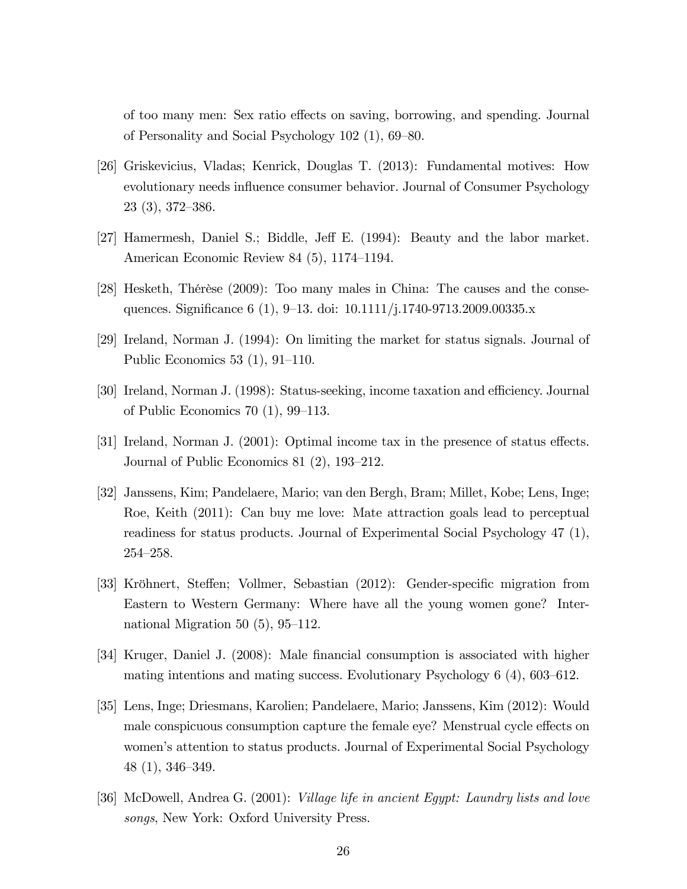of too many men: Sex ratio effects on saving, borrowing, and spending. Journal of Personality and Social Psychology 102 (1), 69–80.

[26] Griskevicius, Vladas; Kenrick, Douglas T. (2013): Fundamental motives: How evolutionary needs influence consumer behavior. Journal of Consumer Psychology 23 (3), 372–386.

[27] Hamermesh, Daniel S.; Biddle, Jeff E. (1994): Beauty and the labor market. American Economic Review 84 (5), 1174–1194.

[28] Hesketh, Thérèse (2009): Too many males in China: The causes and the consequences. Significance 6 (1), 9–13. doi: 10.1111/j.1740-9713.2009.00335.x

[29] Ireland, Norman J. (1994): On limiting the market for status signals. Journal of Public Economics 53 (1), 91–110.

[30] Ireland, Norman J. (1998): Status-seeking, income taxation and efficiency. Journal of Public Economics 70 (1), 99–113.

[31] Ireland, Norman J. (2001): Optimal income tax in the presence of status effects. Journal of Public Economics 81 (2), 193–212.

[32] Janssens, Kim; Pandelaere, Mario; van den Bergh, Bram; Millet, Kobe; Lens, Inge; Roe, Keith (2011): Can buy me love: Mate attraction goals lead to perceptual readiness for status products. Journal of Experimental Social Psychology 47 (1), 254–258.

[33] Kröhnert, Steffen; Vollmer, Sebastian (2012): Gender-specific migration from Eastern to Western Germany: Where have all the young women gone? International Migration 50 (5), 95–112.

[34] Kruger, Daniel J. (2008): Male financial consumption is associated with higher mating intentions and mating success. Evolutionary Psychology 6 (4), 603–612.

[35] Lens, Inge; Driesmans, Karolien; Pandelaere, Mario; Janssens, Kim (2012): Would male conspicuous consumption capture the female eye? Menstrual cycle effects on women's attention to status products. Journal of Experimental Social Psychology 48 (1), 346–349.

[36] McDowell, Andrea G. (2001): *Village life in ancient Egypt: Laundry lists and love songs*, New York: Oxford University Press.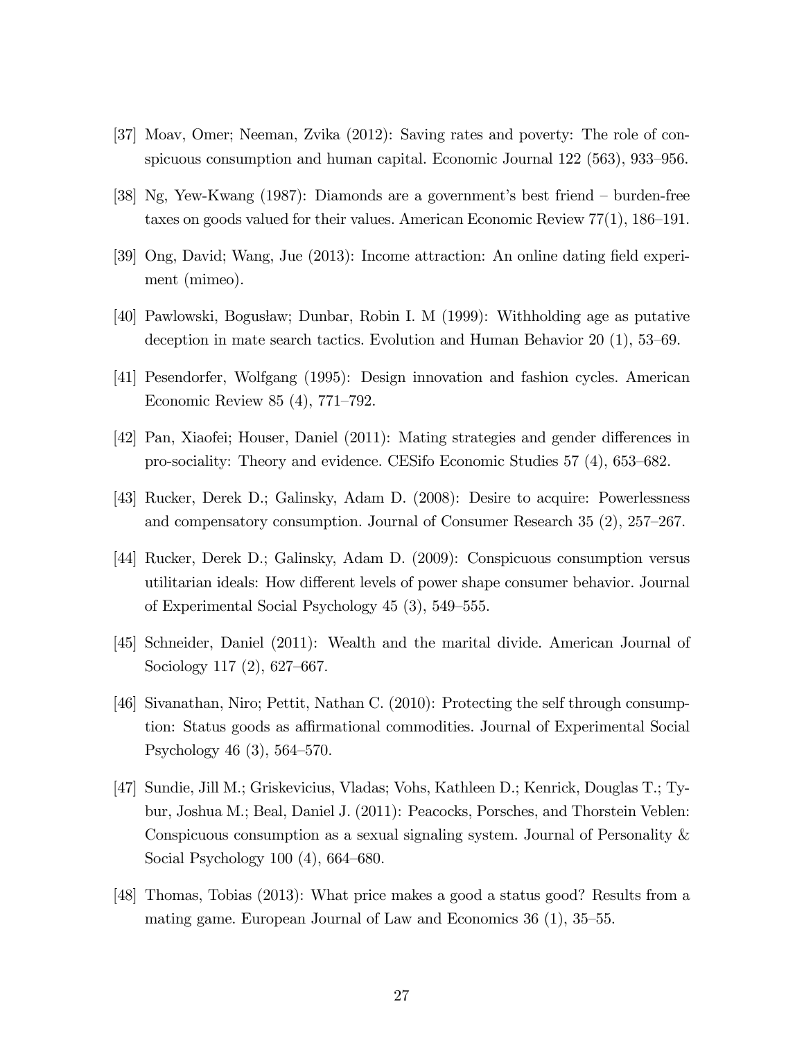[37] Moav, Omer; Neeman, Zvika (2012): Saving rates and poverty: The role of conspicuous consumption and human capital. Economic Journal 122 (563), 933–956.

[38] Ng, Yew-Kwang (1987): Diamonds are a government's best friend – burden-free taxes on goods valued for their values. American Economic Review 77(1), 186–191.

[39] Ong, David; Wang, Jue (2013): Income attraction: An online dating field experiment (mimeo).

[40] Pawlowski, Bogusław; Dunbar, Robin I. M (1999): Withholding age as putative deception in mate search tactics. Evolution and Human Behavior 20 (1), 53–69.

[41] Pesendorfer, Wolfgang (1995): Design innovation and fashion cycles. American Economic Review 85 (4), 771–792.

[42] Pan, Xiaofei; Houser, Daniel (2011): Mating strategies and gender differences in pro-sociality: Theory and evidence. CESifo Economic Studies 57 (4), 653–682.

[43] Rucker, Derek D.; Galinsky, Adam D. (2008): Desire to acquire: Powerlessness and compensatory consumption. Journal of Consumer Research 35 (2), 257–267.

[44] Rucker, Derek D.; Galinsky, Adam D. (2009): Conspicuous consumption versus utilitarian ideals: How different levels of power shape consumer behavior. Journal of Experimental Social Psychology 45 (3), 549–555.

[45] Schneider, Daniel (2011): Wealth and the marital divide. American Journal of Sociology 117 (2), 627–667.

[46] Sivanathan, Niro; Pettit, Nathan C. (2010): Protecting the self through consumption: Status goods as affirmational commodities. Journal of Experimental Social Psychology 46 (3), 564–570.

[47] Sundie, Jill M.; Griskevicius, Vladas; Vohs, Kathleen D.; Kenrick, Douglas T.; Tybur, Joshua M.; Beal, Daniel J. (2011): Peacocks, Porsches, and Thorstein Veblen: Conspicuous consumption as a sexual signaling system. Journal of Personality & Social Psychology 100 (4), 664–680.

[48] Thomas, Tobias (2013): What price makes a good a status good? Results from a mating game. European Journal of Law and Economics 36 (1), 35–55.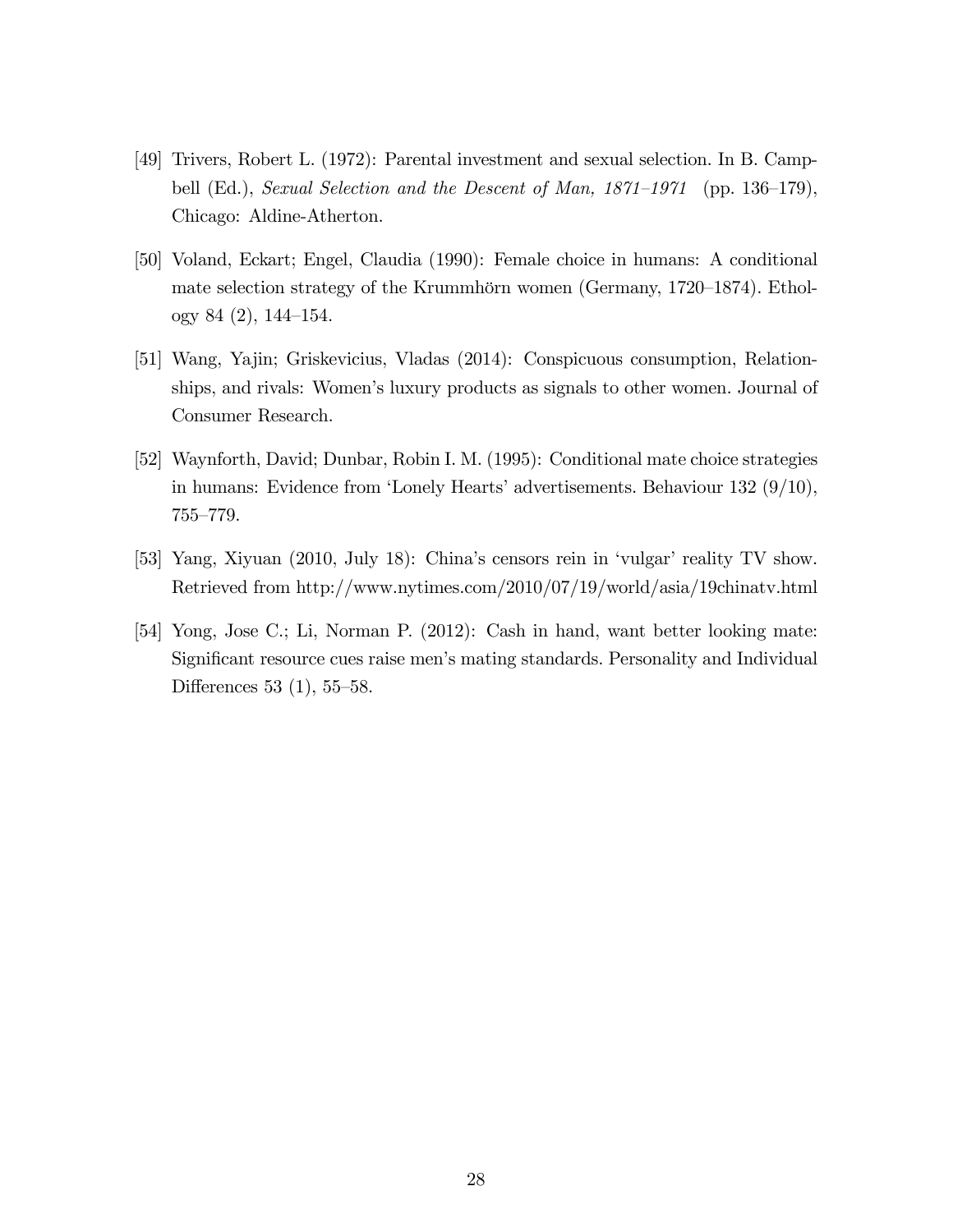[49] Trivers, Robert L. (1972): Parental investment and sexual selection. In B. Campbell (Ed.), *Sexual Selection and the Descent of Man, 1871–1971* (pp. 136–179), Chicago: Aldine-Atherton.

[50] Voland, Eckart; Engel, Claudia (1990): Female choice in humans: A conditional mate selection strategy of the Krummhörn women (Germany, 1720–1874). Ethology 84 (2), 144–154.

[51] Wang, Yajin; Griskevicius, Vladas (2014): Conspicuous consumption, Relationships, and rivals: Women's luxury products as signals to other women. Journal of Consumer Research.

[52] Waynforth, David; Dunbar, Robin I. M. (1995): Conditional mate choice strategies in humans: Evidence from 'Lonely Hearts' advertisements. Behaviour 132 (9/10), 755–779.

[53] Yang, Xiyuan (2010, July 18): China's censors rein in 'vulgar' reality TV show. Retrieved from http://www.nytimes.com/2010/07/19/world/asia/19chinatv.html

[54] Yong, Jose C.; Li, Norman P. (2012): Cash in hand, want better looking mate: Significant resource cues raise men's mating standards. Personality and Individual Differences 53 (1), 55–58.